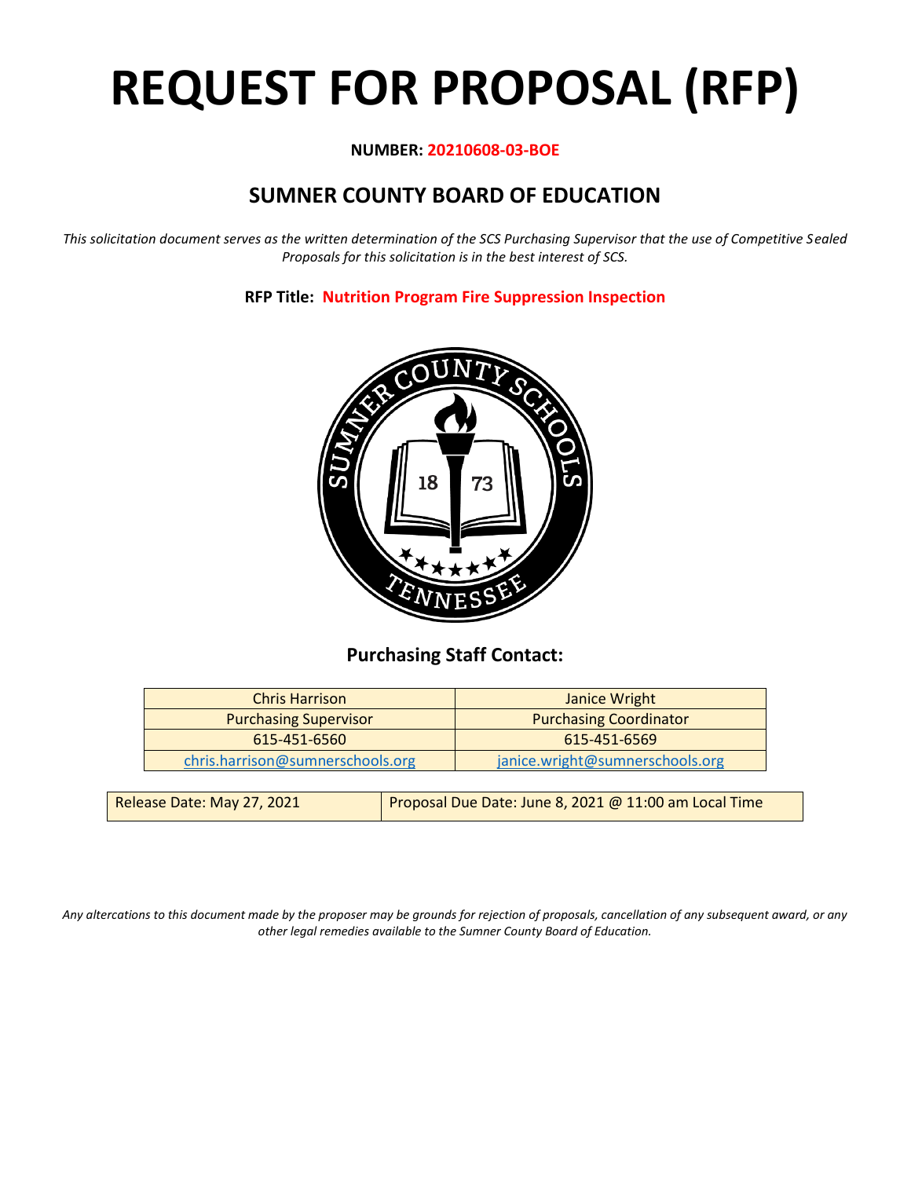# REQUEST FOR PROPOSAL (RFP)

**NUMBER: 20210608-03-BOE**

## SUMNER COUNTY BOARD OF EDUCATION

*This solicitation document serves as the written determination of the SCS Purchasing Supervisor that the use of Competitive Sealed Proposals for this solicitation is in the best interest of SCS.*

**RFP Title: Nutrition Program Fire Suppression Inspection**

### Purchasing Staff Contact:

| Chris Harrison | Janice Wright |
|---|---|
| Purchasing Supervisor | Purchasing Coordinator |
| 615-451-6560 | 615-451-6569 |
| chris.harrison@sumnerschools.org | janice.wright@sumnerschools.org |

| Release Date: May 27, 2021 | Proposal Due Date: June 8, 2021 @ 11:00 am Local Time |
|---|---|

*Any altercations to this document made by the proposer may be grounds for rejection of proposals, cancellation of any subsequent award, or any other legal remedies available to the Sumner County Board of Education.*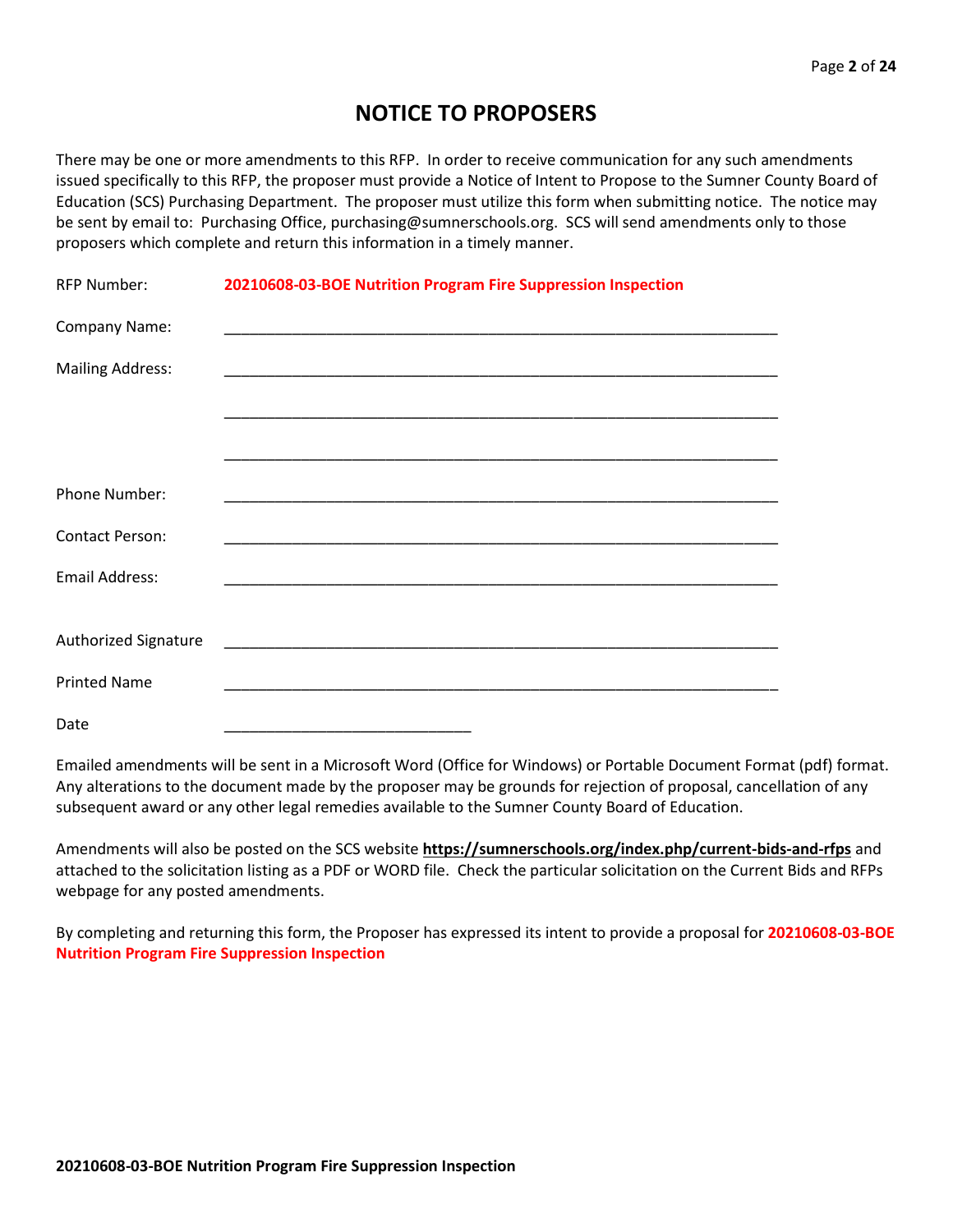# NOTICE TO PROPOSERS

There may be one or more amendments to this RFP. In order to receive communication for any such amendments issued specifically to this RFP, the proposer must provide a Notice of Intent to Propose to the Sumner County Board of Education (SCS) Purchasing Department. The proposer must utilize this form when submitting notice. The notice may be sent by email to: Purchasing Office, purchasing@sumnerschools.org. SCS will send amendments only to those proposers which complete and return this information in a timely manner.

RFP Number: **20210608-03-BOE Nutrition Program Fire Suppression Inspection**

Company Name: ______________________________________________

Mailing Address: ______________________________________________

______________________________________________

______________________________________________

Phone Number: ______________________________________________

Contact Person: ______________________________________________

Email Address: ______________________________________________

Authorized Signature ______________________________________________

Printed Name ______________________________________________

Date ____________________________

Emailed amendments will be sent in a Microsoft Word (Office for Windows) or Portable Document Format (pdf) format. Any alterations to the document made by the proposer may be grounds for rejection of proposal, cancellation of any subsequent award or any other legal remedies available to the Sumner County Board of Education.

Amendments will also be posted on the SCS website **https://sumnerschools.org/index.php/current-bids-and-rfps** and attached to the solicitation listing as a PDF or WORD file. Check the particular solicitation on the Current Bids and RFPs webpage for any posted amendments.

By completing and returning this form, the Proposer has expressed its intent to provide a proposal for **20210608-03-BOE Nutrition Program Fire Suppression Inspection**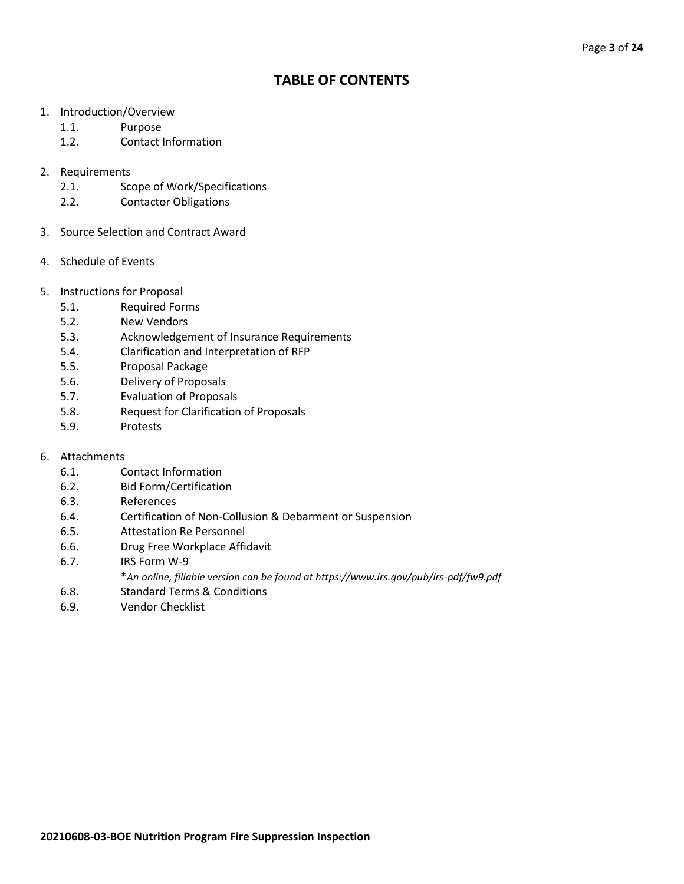# TABLE OF CONTENTS

1. Introduction/Overview
    - 1.1. Purpose
    - 1.2. Contact Information

2. Requirements
    - 2.1. Scope of Work/Specifications
    - 2.2. Contactor Obligations

3. Source Selection and Contract Award

4. Schedule of Events

5. Instructions for Proposal
    - 5.1. Required Forms
    - 5.2. New Vendors
    - 5.3. Acknowledgement of Insurance Requirements
    - 5.4. Clarification and Interpretation of RFP
    - 5.5. Proposal Package
    - 5.6. Delivery of Proposals
    - 5.7. Evaluation of Proposals
    - 5.8. Request for Clarification of Proposals
    - 5.9. Protests

6. Attachments
    - 6.1. Contact Information
    - 6.2. Bid Form/Certification
    - 6.3. References
    - 6.4. Certification of Non-Collusion & Debarment or Suspension
    - 6.5. Attestation Re Personnel
    - 6.6. Drug Free Workplace Affidavit
    - 6.7. IRS Form W-9
      
      *\*An online, fillable version can be found at https://www.irs.gov/pub/irs-pdf/fw9.pdf*
    - 6.8. Standard Terms & Conditions
    - 6.9. Vendor Checklist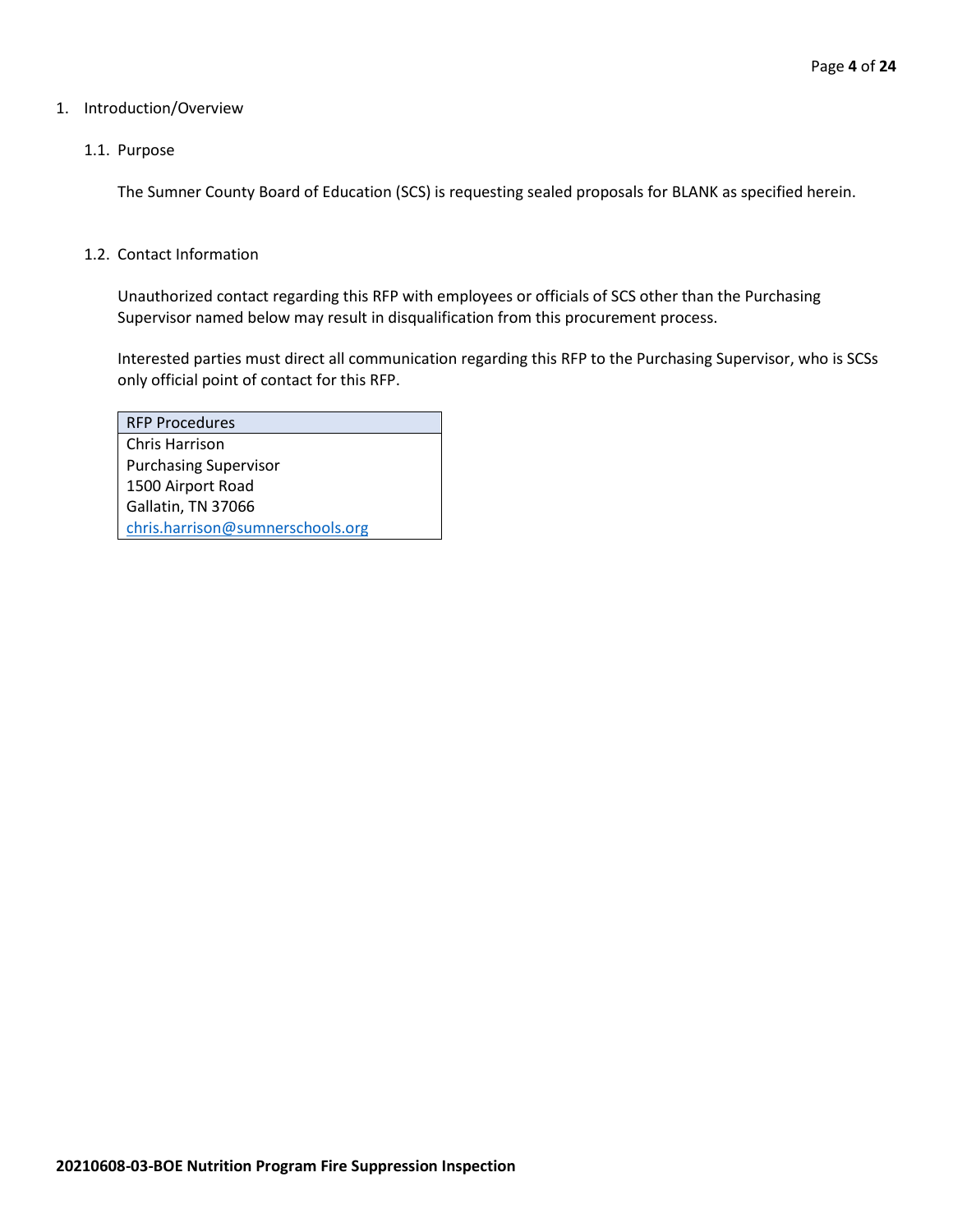1. Introduction/Overview

   1.1. Purpose

   The Sumner County Board of Education (SCS) is requesting sealed proposals for BLANK as specified herein.

   1.2. Contact Information

   Unauthorized contact regarding this RFP with employees or officials of SCS other than the Purchasing Supervisor named below may result in disqualification from this procurement process.

   Interested parties must direct all communication regarding this RFP to the Purchasing Supervisor, who is SCSs only official point of contact for this RFP.

| RFP Procedures |
| --- |
| Chris Harrison<br>Purchasing Supervisor<br>1500 Airport Road<br>Gallatin, TN 37066<br>chris.harrison@sumnerschools.org |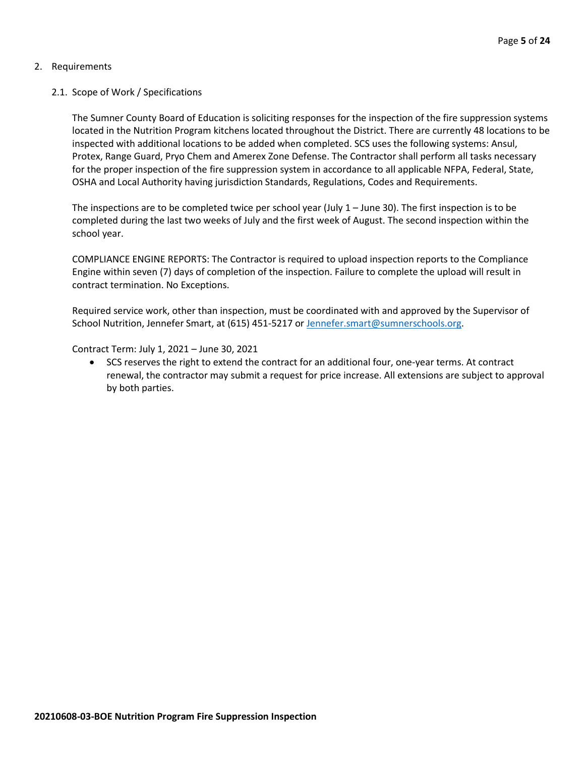## 2. Requirements

### 2.1. Scope of Work / Specifications

The Sumner County Board of Education is soliciting responses for the inspection of the fire suppression systems located in the Nutrition Program kitchens located throughout the District. There are currently 48 locations to be inspected with additional locations to be added when completed. SCS uses the following systems: Ansul, Protex, Range Guard, Pryo Chem and Amerex Zone Defense. The Contractor shall perform all tasks necessary for the proper inspection of the fire suppression system in accordance to all applicable NFPA, Federal, State, OSHA and Local Authority having jurisdiction Standards, Regulations, Codes and Requirements.

The inspections are to be completed twice per school year (July 1 – June 30). The first inspection is to be completed during the last two weeks of July and the first week of August. The second inspection within the school year.

COMPLIANCE ENGINE REPORTS: The Contractor is required to upload inspection reports to the Compliance Engine within seven (7) days of completion of the inspection. Failure to complete the upload will result in contract termination. No Exceptions.

Required service work, other than inspection, must be coordinated with and approved by the Supervisor of School Nutrition, Jennefer Smart, at (615) 451-5217 or Jennefer.smart@sumnerschools.org.

Contract Term: July 1, 2021 – June 30, 2021

- SCS reserves the right to extend the contract for an additional four, one-year terms. At contract renewal, the contractor may submit a request for price increase. All extensions are subject to approval by both parties.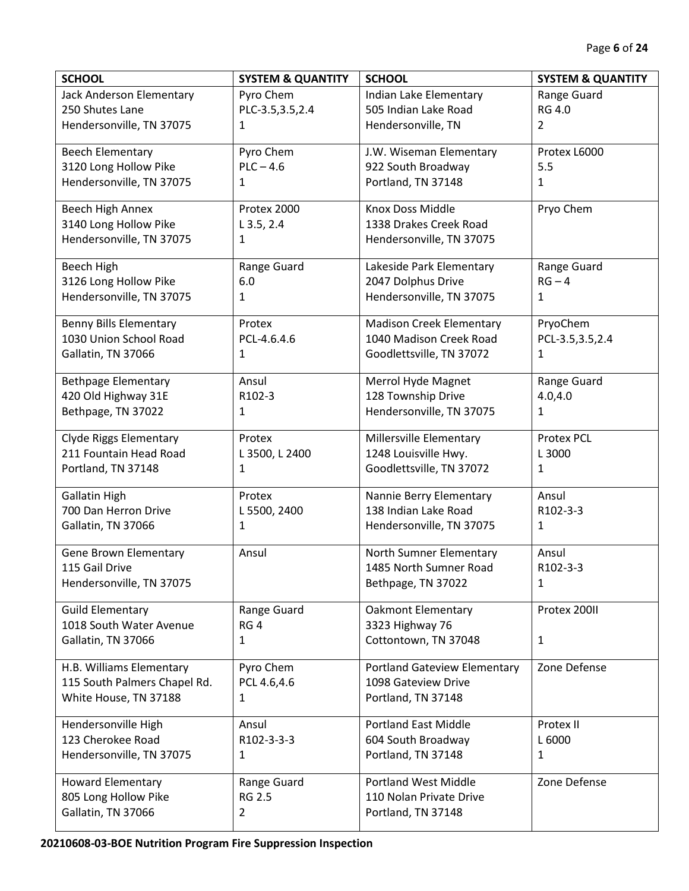| SCHOOL | SYSTEM & QUANTITY | SCHOOL | SYSTEM & QUANTITY |
| --- | --- | --- | --- |
| Jack Anderson Elementary<br>250 Shutes Lane<br>Hendersonville, TN 37075 | Pyro Chem<br>PLC-3.5,3.5,2.4<br>1 | Indian Lake Elementary<br>505 Indian Lake Road<br>Hendersonville, TN | Range Guard<br>RG 4.0<br>2 |
| Beech Elementary<br>3120 Long Hollow Pike<br>Hendersonville, TN 37075 | Pyro Chem<br>PLC – 4.6<br>1 | J.W. Wiseman Elementary<br>922 South Broadway<br>Portland, TN 37148 | Protex L6000<br>5.5<br>1 |
| Beech High Annex<br>3140 Long Hollow Pike<br>Hendersonville, TN 37075 | Protex 2000<br>L 3.5, 2.4<br>1 | Knox Doss Middle<br>1338 Drakes Creek Road<br>Hendersonville, TN 37075 | Pryo Chem |
| Beech High<br>3126 Long Hollow Pike<br>Hendersonville, TN 37075 | Range Guard<br>6.0<br>1 | Lakeside Park Elementary<br>2047 Dolphus Drive<br>Hendersonville, TN 37075 | Range Guard<br>RG – 4<br>1 |
| Benny Bills Elementary<br>1030 Union School Road<br>Gallatin, TN 37066 | Protex<br>PCL-4.6.4.6<br>1 | Madison Creek Elementary<br>1040 Madison Creek Road<br>Goodlettsville, TN 37072 | PryoChem<br>PCL-3.5,3.5,2.4<br>1 |
| Bethpage Elementary<br>420 Old Highway 31E<br>Bethpage, TN 37022 | Ansul<br>R102-3<br>1 | Merrol Hyde Magnet<br>128 Township Drive<br>Hendersonville, TN 37075 | Range Guard<br>4.0,4.0<br>1 |
| Clyde Riggs Elementary<br>211 Fountain Head Road<br>Portland, TN 37148 | Protex<br>L 3500, L 2400<br>1 | Millersville Elementary<br>1248 Louisville Hwy.<br>Goodlettsville, TN 37072 | Protex PCL<br>L 3000<br>1 |
| Gallatin High<br>700 Dan Herron Drive<br>Gallatin, TN 37066 | Protex<br>L 5500, 2400<br>1 | Nannie Berry Elementary<br>138 Indian Lake Road<br>Hendersonville, TN 37075 | Ansul<br>R102-3-3<br>1 |
| Gene Brown Elementary<br>115 Gail Drive<br>Hendersonville, TN 37075 | Ansul | North Sumner Elementary<br>1485 North Sumner Road<br>Bethpage, TN 37022 | Ansul<br>R102-3-3<br>1 |
| Guild Elementary<br>1018 South Water Avenue<br>Gallatin, TN 37066 | Range Guard<br>RG 4<br>1 | Oakmont Elementary<br>3323 Highway 76<br>Cottontown, TN 37048 | Protex 200II<br><br>1 |
| H.B. Williams Elementary<br>115 South Palmers Chapel Rd.<br>White House, TN 37188 | Pyro Chem<br>PCL 4.6,4.6<br>1 | Portland Gateview Elementary<br>1098 Gateview Drive<br>Portland, TN 37148 | Zone Defense |
| Hendersonville High<br>123 Cherokee Road<br>Hendersonville, TN 37075 | Ansul<br>R102-3-3-3<br>1 | Portland East Middle<br>604 South Broadway<br>Portland, TN 37148 | Protex II<br>L 6000<br>1 |
| Howard Elementary<br>805 Long Hollow Pike<br>Gallatin, TN 37066 | Range Guard<br>RG 2.5<br>2 | Portland West Middle<br>110 Nolan Private Drive<br>Portland, TN 37148 | Zone Defense |

**20210608-03-BOE Nutrition Program Fire Suppression Inspection**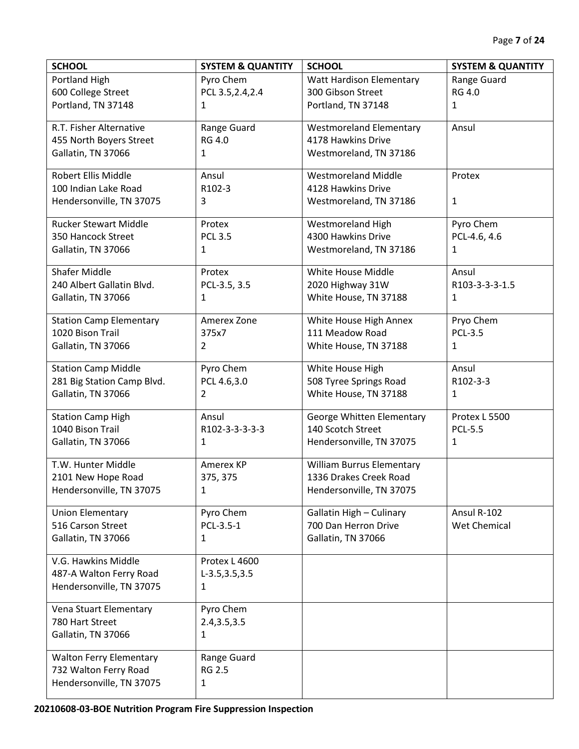| SCHOOL | SYSTEM & QUANTITY | SCHOOL | SYSTEM & QUANTITY |
|---|---|---|---|
| Portland High<br>600 College Street<br>Portland, TN 37148 | Pyro Chem<br>PCL 3.5,2.4,2.4<br>1 | Watt Hardison Elementary<br>300 Gibson Street<br>Portland, TN 37148 | Range Guard<br>RG 4.0<br>1 |
| R.T. Fisher Alternative<br>455 North Boyers Street<br>Gallatin, TN 37066 | Range Guard<br>RG 4.0<br>1 | Westmoreland Elementary<br>4178 Hawkins Drive<br>Westmoreland, TN 37186 | Ansul |
| Robert Ellis Middle<br>100 Indian Lake Road<br>Hendersonville, TN 37075 | Ansul<br>R102-3<br>3 | Westmoreland Middle<br>4128 Hawkins Drive<br>Westmoreland, TN 37186 | Protex<br><br>1 |
| Rucker Stewart Middle<br>350 Hancock Street<br>Gallatin, TN 37066 | Protex<br>PCL 3.5<br>1 | Westmoreland High<br>4300 Hawkins Drive<br>Westmoreland, TN 37186 | Pyro Chem<br>PCL-4.6, 4.6<br>1 |
| Shafer Middle<br>240 Albert Gallatin Blvd.<br>Gallatin, TN 37066 | Protex<br>PCL-3.5, 3.5<br>1 | White House Middle<br>2020 Highway 31W<br>White House, TN 37188 | Ansul<br>R103-3-3-3-1.5<br>1 |
| Station Camp Elementary<br>1020 Bison Trail<br>Gallatin, TN 37066 | Amerex Zone<br>375x7<br>2 | White House High Annex<br>111 Meadow Road<br>White House, TN 37188 | Pryo Chem<br>PCL-3.5<br>1 |
| Station Camp Middle<br>281 Big Station Camp Blvd.<br>Gallatin, TN 37066 | Pyro Chem<br>PCL 4.6,3.0<br>2 | White House High<br>508 Tyree Springs Road<br>White House, TN 37188 | Ansul<br>R102-3-3<br>1 |
| Station Camp High<br>1040 Bison Trail<br>Gallatin, TN 37066 | Ansul<br>R102-3-3-3-3-3<br>1 | George Whitten Elementary<br>140 Scotch Street<br>Hendersonville, TN 37075 | Protex L 5500<br>PCL-5.5<br>1 |
| T.W. Hunter Middle<br>2101 New Hope Road<br>Hendersonville, TN 37075 | Amerex KP<br>375, 375<br>1 | William Burrus Elementary<br>1336 Drakes Creek Road<br>Hendersonville, TN 37075 | |
| Union Elementary<br>516 Carson Street<br>Gallatin, TN 37066 | Pyro Chem<br>PCL-3.5-1<br>1 | Gallatin High – Culinary<br>700 Dan Herron Drive<br>Gallatin, TN 37066 | Ansul R-102<br>Wet Chemical |
| V.G. Hawkins Middle<br>487-A Walton Ferry Road<br>Hendersonville, TN 37075 | Protex L 4600<br>L-3.5,3.5,3.5<br>1 | | |
| Vena Stuart Elementary<br>780 Hart Street<br>Gallatin, TN 37066 | Pyro Chem<br>2.4,3.5,3.5<br>1 | | |
| Walton Ferry Elementary<br>732 Walton Ferry Road<br>Hendersonville, TN 37075 | Range Guard<br>RG 2.5<br>1 | | |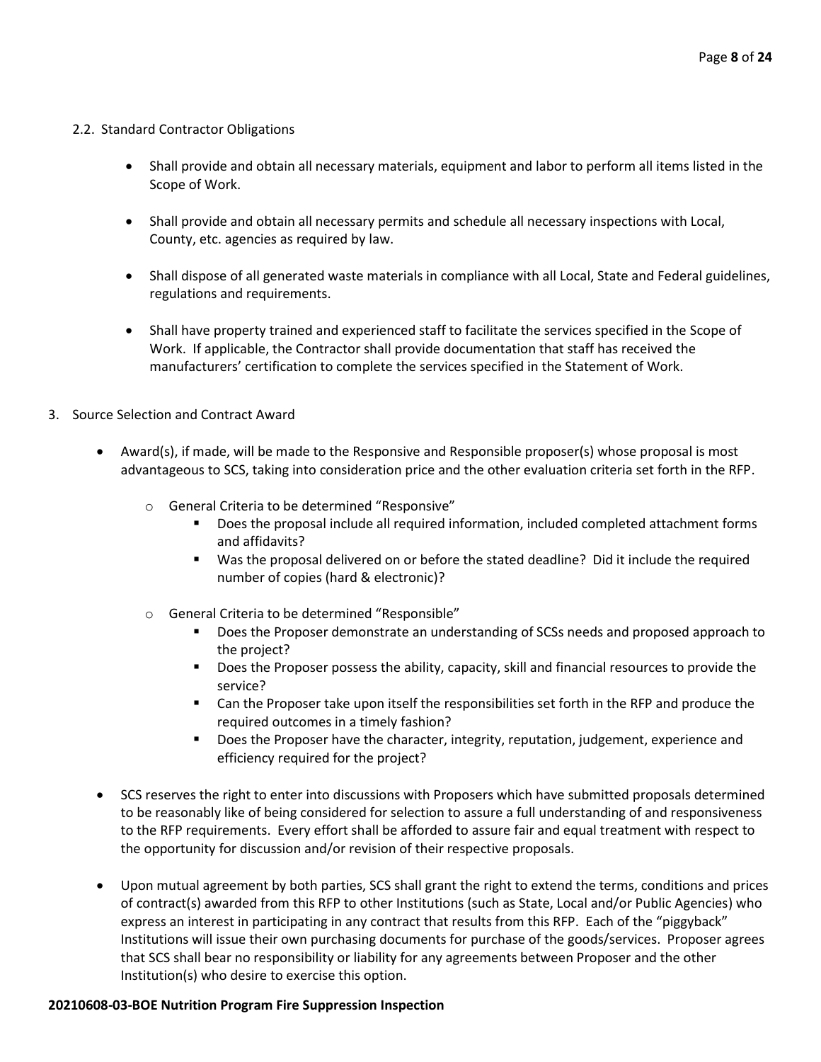2.2. Standard Contractor Obligations

- Shall provide and obtain all necessary materials, equipment and labor to perform all items listed in the Scope of Work.
- Shall provide and obtain all necessary permits and schedule all necessary inspections with Local, County, etc. agencies as required by law.
- Shall dispose of all generated waste materials in compliance with all Local, State and Federal guidelines, regulations and requirements.
- Shall have property trained and experienced staff to facilitate the services specified in the Scope of Work. If applicable, the Contractor shall provide documentation that staff has received the manufacturers' certification to complete the services specified in the Statement of Work.

3. Source Selection and Contract Award

- Award(s), if made, will be made to the Responsive and Responsible proposer(s) whose proposal is most advantageous to SCS, taking into consideration price and the other evaluation criteria set forth in the RFP.
  - General Criteria to be determined "Responsive"
    - Does the proposal include all required information, included completed attachment forms and affidavits?
    - Was the proposal delivered on or before the stated deadline? Did it include the required number of copies (hard & electronic)?
  - General Criteria to be determined "Responsible"
    - Does the Proposer demonstrate an understanding of SCSs needs and proposed approach to the project?
    - Does the Proposer possess the ability, capacity, skill and financial resources to provide the service?
    - Can the Proposer take upon itself the responsibilities set forth in the RFP and produce the required outcomes in a timely fashion?
    - Does the Proposer have the character, integrity, reputation, judgement, experience and efficiency required for the project?
- SCS reserves the right to enter into discussions with Proposers which have submitted proposals determined to be reasonably like of being considered for selection to assure a full understanding of and responsiveness to the RFP requirements. Every effort shall be afforded to assure fair and equal treatment with respect to the opportunity for discussion and/or revision of their respective proposals.
- Upon mutual agreement by both parties, SCS shall grant the right to extend the terms, conditions and prices of contract(s) awarded from this RFP to other Institutions (such as State, Local and/or Public Agencies) who express an interest in participating in any contract that results from this RFP. Each of the "piggyback" Institutions will issue their own purchasing documents for purchase of the goods/services. Proposer agrees that SCS shall bear no responsibility or liability for any agreements between Proposer and the other Institution(s) who desire to exercise this option.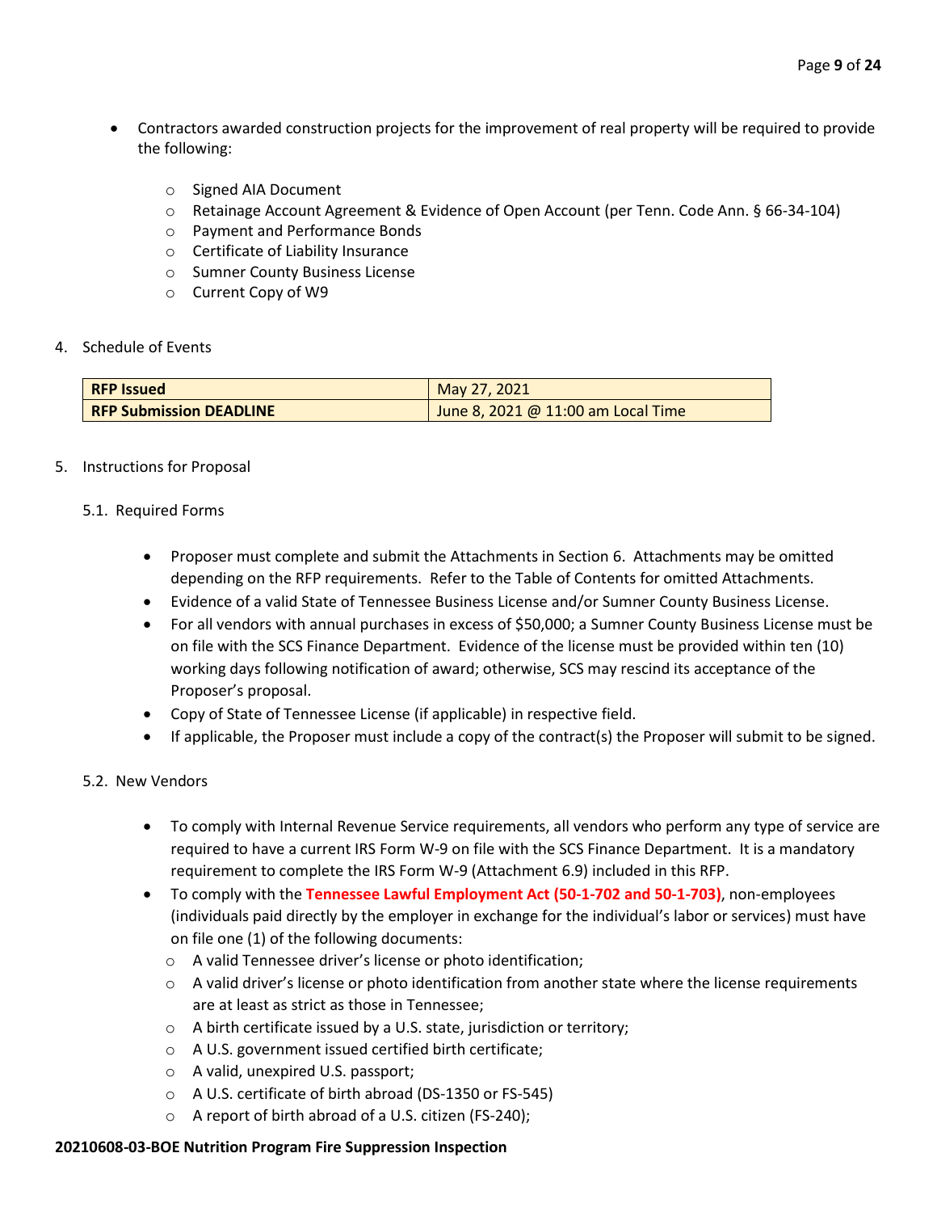- Contractors awarded construction projects for the improvement of real property will be required to provide the following:
  - Signed AIA Document
  - Retainage Account Agreement & Evidence of Open Account (per Tenn. Code Ann. § 66-34-104)
  - Payment and Performance Bonds
  - Certificate of Liability Insurance
  - Sumner County Business License
  - Current Copy of W9

4. Schedule of Events

| **RFP Issued** | May 27, 2021 |
|---|---|
| **RFP Submission DEADLINE** | June 8, 2021 @ 11:00 am Local Time |

5. Instructions for Proposal

5.1. Required Forms

- Proposer must complete and submit the Attachments in Section 6. Attachments may be omitted depending on the RFP requirements. Refer to the Table of Contents for omitted Attachments.
- Evidence of a valid State of Tennessee Business License and/or Sumner County Business License.
- For all vendors with annual purchases in excess of $50,000; a Sumner County Business License must be on file with the SCS Finance Department. Evidence of the license must be provided within ten (10) working days following notification of award; otherwise, SCS may rescind its acceptance of the Proposer's proposal.
- Copy of State of Tennessee License (if applicable) in respective field.
- If applicable, the Proposer must include a copy of the contract(s) the Proposer will submit to be signed.

5.2. New Vendors

- To comply with Internal Revenue Service requirements, all vendors who perform any type of service are required to have a current IRS Form W-9 on file with the SCS Finance Department. It is a mandatory requirement to complete the IRS Form W-9 (Attachment 6.9) included in this RFP.
- To comply with the **Tennessee Lawful Employment Act (50-1-702 and 50-1-703)**, non-employees (individuals paid directly by the employer in exchange for the individual's labor or services) must have on file one (1) of the following documents:
  - A valid Tennessee driver's license or photo identification;
  - A valid driver's license or photo identification from another state where the license requirements are at least as strict as those in Tennessee;
  - A birth certificate issued by a U.S. state, jurisdiction or territory;
  - A U.S. government issued certified birth certificate;
  - A valid, unexpired U.S. passport;
  - A U.S. certificate of birth abroad (DS-1350 or FS-545)
  - A report of birth abroad of a U.S. citizen (FS-240);

**20210608-03-BOE Nutrition Program Fire Suppression Inspection**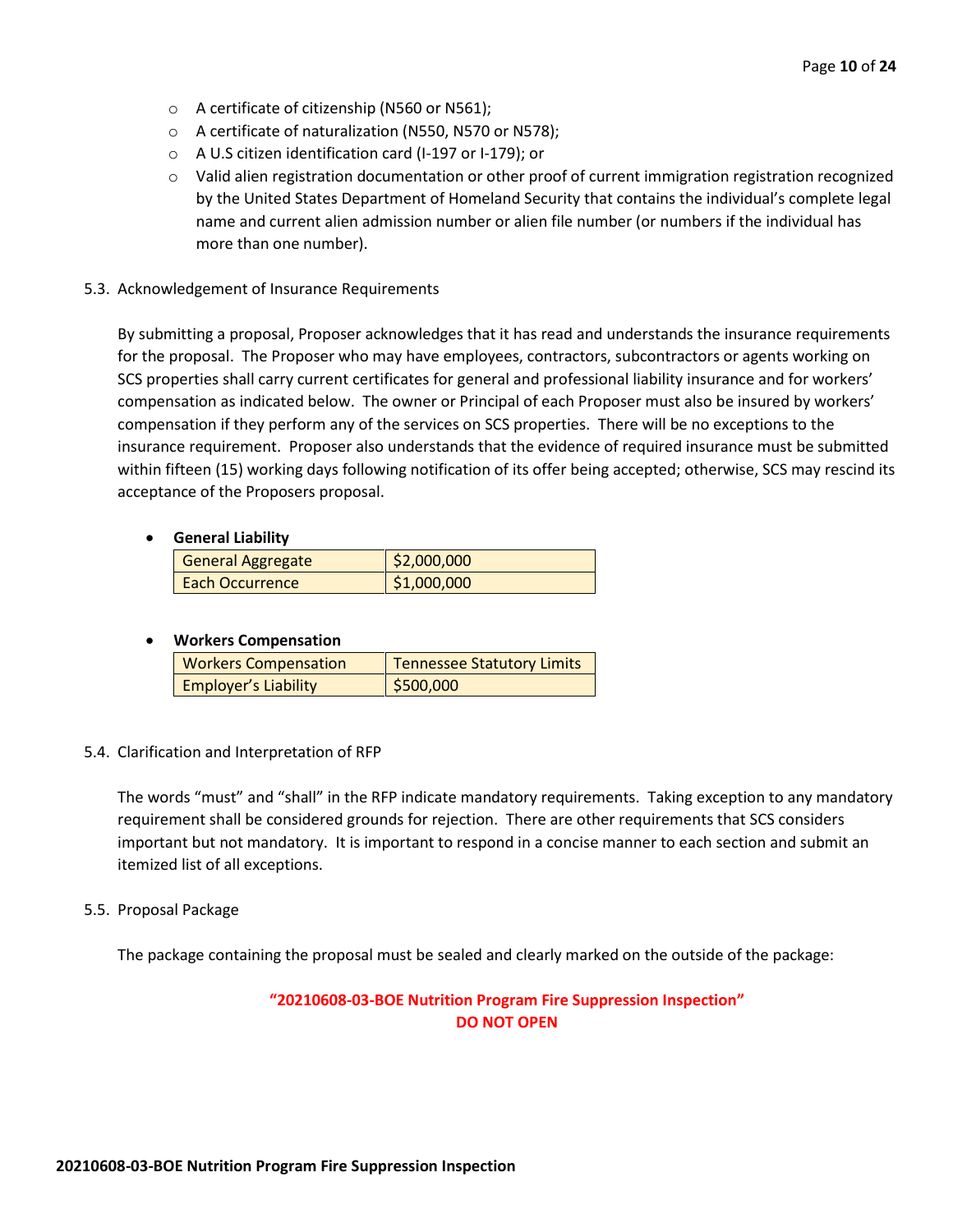- A certificate of citizenship (N560 or N561);
- A certificate of naturalization (N550, N570 or N578);
- A U.S citizen identification card (I-197 or I-179); or
- Valid alien registration documentation or other proof of current immigration registration recognized by the United States Department of Homeland Security that contains the individual's complete legal name and current alien admission number or alien file number (or numbers if the individual has more than one number).

5.3. Acknowledgement of Insurance Requirements

By submitting a proposal, Proposer acknowledges that it has read and understands the insurance requirements for the proposal. The Proposer who may have employees, contractors, subcontractors or agents working on SCS properties shall carry current certificates for general and professional liability insurance and for workers' compensation as indicated below. The owner or Principal of each Proposer must also be insured by workers' compensation if they perform any of the services on SCS properties. There will be no exceptions to the insurance requirement. Proposer also understands that the evidence of required insurance must be submitted within fifteen (15) working days following notification of its offer being accepted; otherwise, SCS may rescind its acceptance of the Proposers proposal.

- **General Liability**

| General Aggregate | $2,000,000 |
|---|---|
| Each Occurrence | $1,000,000 |

- **Workers Compensation**

| Workers Compensation | Tennessee Statutory Limits |
|---|---|
| Employer's Liability | $500,000 |

5.4. Clarification and Interpretation of RFP

The words "must" and "shall" in the RFP indicate mandatory requirements. Taking exception to any mandatory requirement shall be considered grounds for rejection. There are other requirements that SCS considers important but not mandatory. It is important to respond in a concise manner to each section and submit an itemized list of all exceptions.

5.5. Proposal Package

The package containing the proposal must be sealed and clearly marked on the outside of the package:

**"20210608-03-BOE Nutrition Program Fire Suppression Inspection"**
**DO NOT OPEN**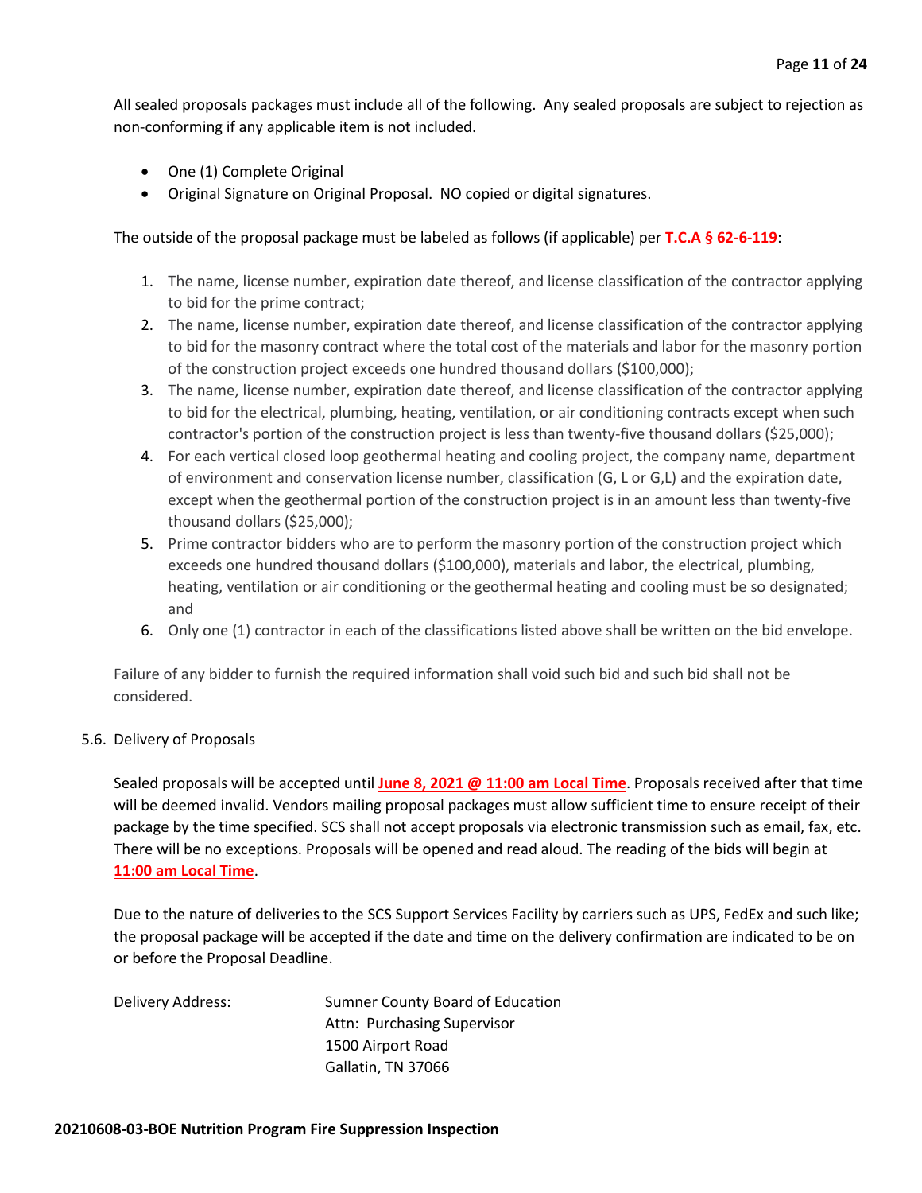All sealed proposals packages must include all of the following. Any sealed proposals are subject to rejection as non-conforming if any applicable item is not included.

- One (1) Complete Original
- Original Signature on Original Proposal. NO copied or digital signatures.

The outside of the proposal package must be labeled as follows (if applicable) per **T.C.A § 62-6-119**:

1. The name, license number, expiration date thereof, and license classification of the contractor applying to bid for the prime contract;
2. The name, license number, expiration date thereof, and license classification of the contractor applying to bid for the masonry contract where the total cost of the materials and labor for the masonry portion of the construction project exceeds one hundred thousand dollars ($100,000);
3. The name, license number, expiration date thereof, and license classification of the contractor applying to bid for the electrical, plumbing, heating, ventilation, or air conditioning contracts except when such contractor's portion of the construction project is less than twenty-five thousand dollars ($25,000);
4. For each vertical closed loop geothermal heating and cooling project, the company name, department of environment and conservation license number, classification (G, L or G,L) and the expiration date, except when the geothermal portion of the construction project is in an amount less than twenty-five thousand dollars ($25,000);
5. Prime contractor bidders who are to perform the masonry portion of the construction project which exceeds one hundred thousand dollars ($100,000), materials and labor, the electrical, plumbing, heating, ventilation or air conditioning or the geothermal heating and cooling must be so designated; and
6. Only one (1) contractor in each of the classifications listed above shall be written on the bid envelope.

Failure of any bidder to furnish the required information shall void such bid and such bid shall not be considered.

5.6. Delivery of Proposals

Sealed proposals will be accepted until **June 8, 2021 @ 11:00 am Local Time**. Proposals received after that time will be deemed invalid. Vendors mailing proposal packages must allow sufficient time to ensure receipt of their package by the time specified. SCS shall not accept proposals via electronic transmission such as email, fax, etc. There will be no exceptions. Proposals will be opened and read aloud. The reading of the bids will begin at **11:00 am Local Time**.

Due to the nature of deliveries to the SCS Support Services Facility by carriers such as UPS, FedEx and such like; the proposal package will be accepted if the date and time on the delivery confirmation are indicated to be on or before the Proposal Deadline.

Delivery Address:

Sumner County Board of Education
Attn: Purchasing Supervisor
1500 Airport Road
Gallatin, TN 37066

**20210608-03-BOE Nutrition Program Fire Suppression Inspection**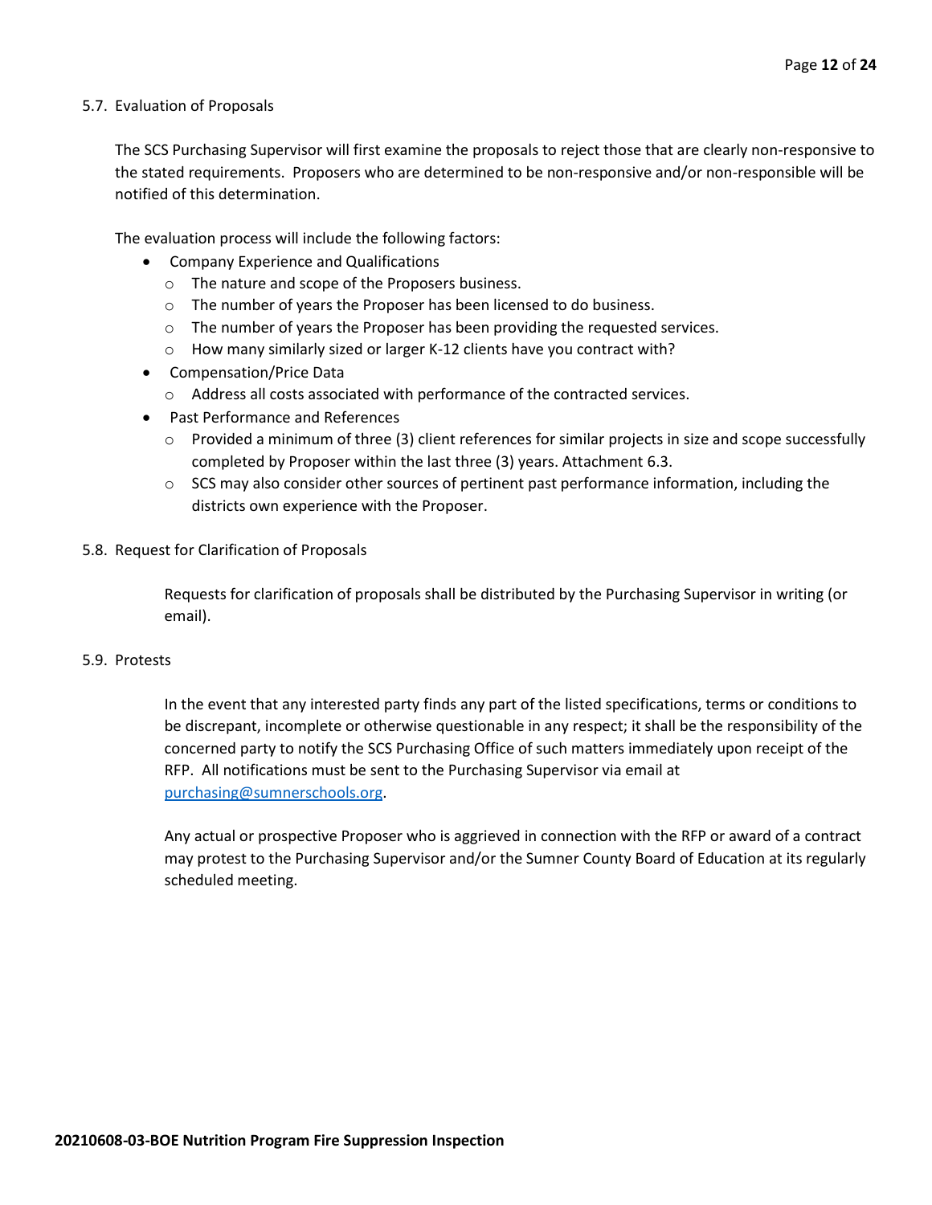## 5.7. Evaluation of Proposals

The SCS Purchasing Supervisor will first examine the proposals to reject those that are clearly non-responsive to the stated requirements. Proposers who are determined to be non-responsive and/or non-responsible will be notified of this determination.

The evaluation process will include the following factors:

- Company Experience and Qualifications
  - The nature and scope of the Proposers business.
  - The number of years the Proposer has been licensed to do business.
  - The number of years the Proposer has been providing the requested services.
  - How many similarly sized or larger K-12 clients have you contract with?
- Compensation/Price Data
  - Address all costs associated with performance of the contracted services.
- Past Performance and References
  - Provided a minimum of three (3) client references for similar projects in size and scope successfully completed by Proposer within the last three (3) years. Attachment 6.3.
  - SCS may also consider other sources of pertinent past performance information, including the districts own experience with the Proposer.

## 5.8. Request for Clarification of Proposals

Requests for clarification of proposals shall be distributed by the Purchasing Supervisor in writing (or email).

## 5.9. Protests

In the event that any interested party finds any part of the listed specifications, terms or conditions to be discrepant, incomplete or otherwise questionable in any respect; it shall be the responsibility of the concerned party to notify the SCS Purchasing Office of such matters immediately upon receipt of the RFP. All notifications must be sent to the Purchasing Supervisor via email at [purchasing@sumnerschools.org](mailto:purchasing@sumnerschools.org).

Any actual or prospective Proposer who is aggrieved in connection with the RFP or award of a contract may protest to the Purchasing Supervisor and/or the Sumner County Board of Education at its regularly scheduled meeting.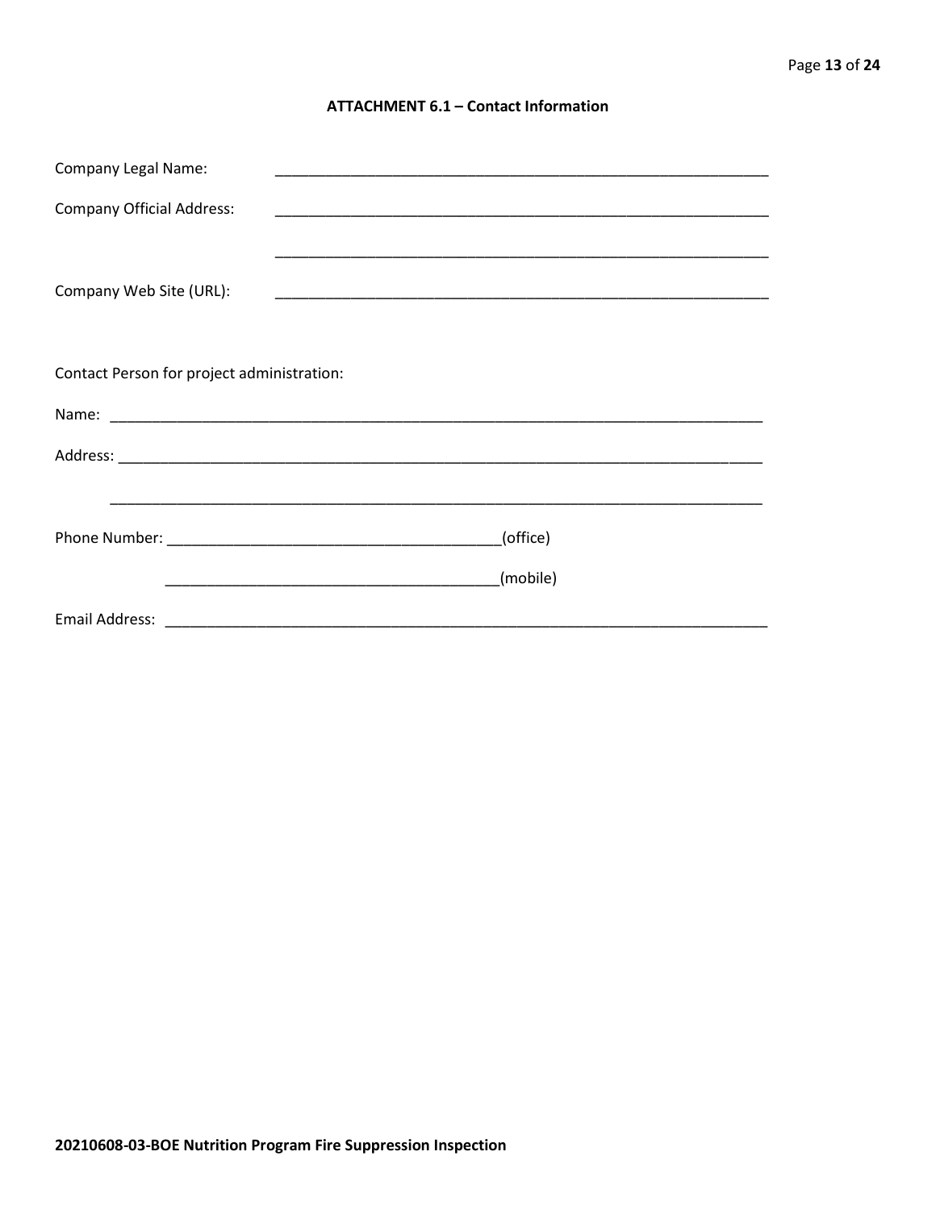**ATTACHMENT 6.1 – Contact Information**

Company Legal Name: ____________________________________________________________

Company Official Address: ____________________________________________________________

____________________________________________________________

Company Web Site (URL): ____________________________________________________________

Contact Person for project administration:

Name: ________________________________________________________________________________

Address: ______________________________________________________________________________

______________________________________________________________________________

Phone Number: ________________________________________(office)

________________________________________(mobile)

Email Address: ___________________________________________________________________________

**20210608-03-BOE Nutrition Program Fire Suppression Inspection**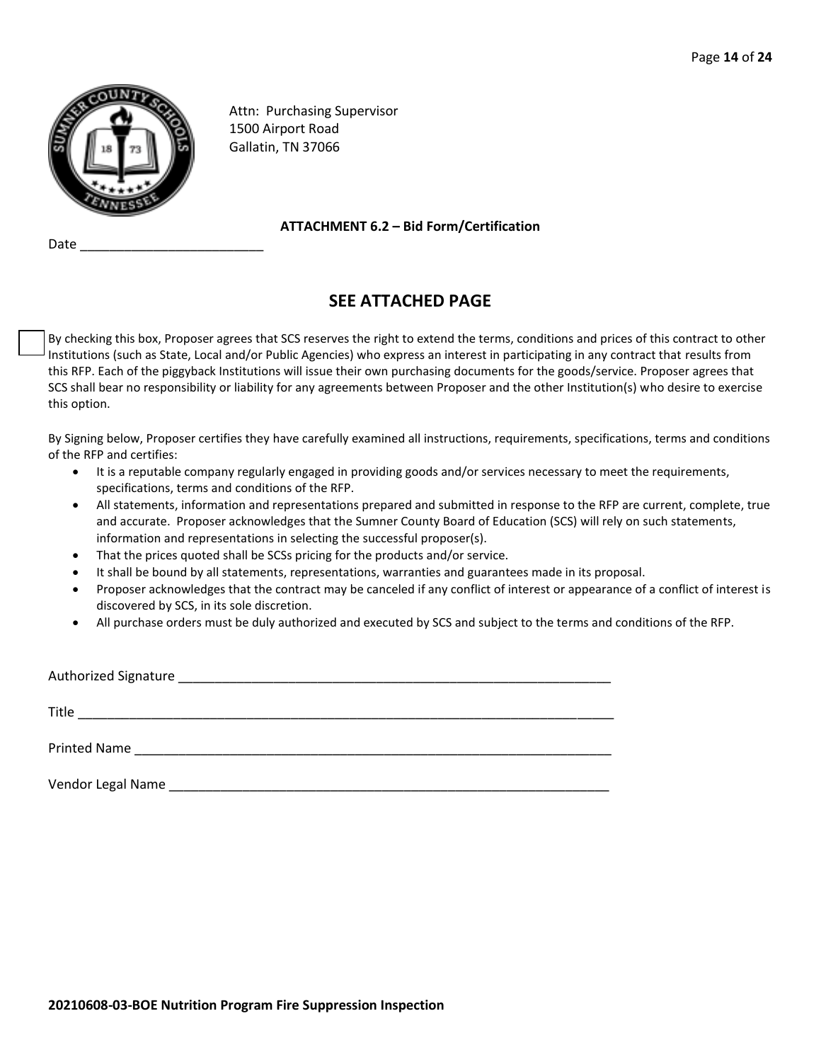Attn: Purchasing Supervisor
1500 Airport Road
Gallatin, TN 37066

**ATTACHMENT 6.2 – Bid Form/Certification**

Date _________________________

## SEE ATTACHED PAGE

☐ By checking this box, Proposer agrees that SCS reserves the right to extend the terms, conditions and prices of this contract to other Institutions (such as State, Local and/or Public Agencies) who express an interest in participating in any contract that results from this RFP. Each of the piggyback Institutions will issue their own purchasing documents for the goods/service. Proposer agrees that SCS shall bear no responsibility or liability for any agreements between Proposer and the other Institution(s) who desire to exercise this option.

By Signing below, Proposer certifies they have carefully examined all instructions, requirements, specifications, terms and conditions of the RFP and certifies:

- It is a reputable company regularly engaged in providing goods and/or services necessary to meet the requirements, specifications, terms and conditions of the RFP.
- All statements, information and representations prepared and submitted in response to the RFP are current, complete, true and accurate. Proposer acknowledges that the Sumner County Board of Education (SCS) will rely on such statements, information and representations in selecting the successful proposer(s).
- That the prices quoted shall be SCSs pricing for the products and/or service.
- It shall be bound by all statements, representations, warranties and guarantees made in its proposal.
- Proposer acknowledges that the contract may be canceled if any conflict of interest or appearance of a conflict of interest is discovered by SCS, in its sole discretion.
- All purchase orders must be duly authorized and executed by SCS and subject to the terms and conditions of the RFP.

Authorized Signature ___________________________________________________________

Title ___________________________________________________________________________

Printed Name ___________________________________________________________________

Vendor Legal Name ______________________________________________________________

**20210608-03-BOE Nutrition Program Fire Suppression Inspection**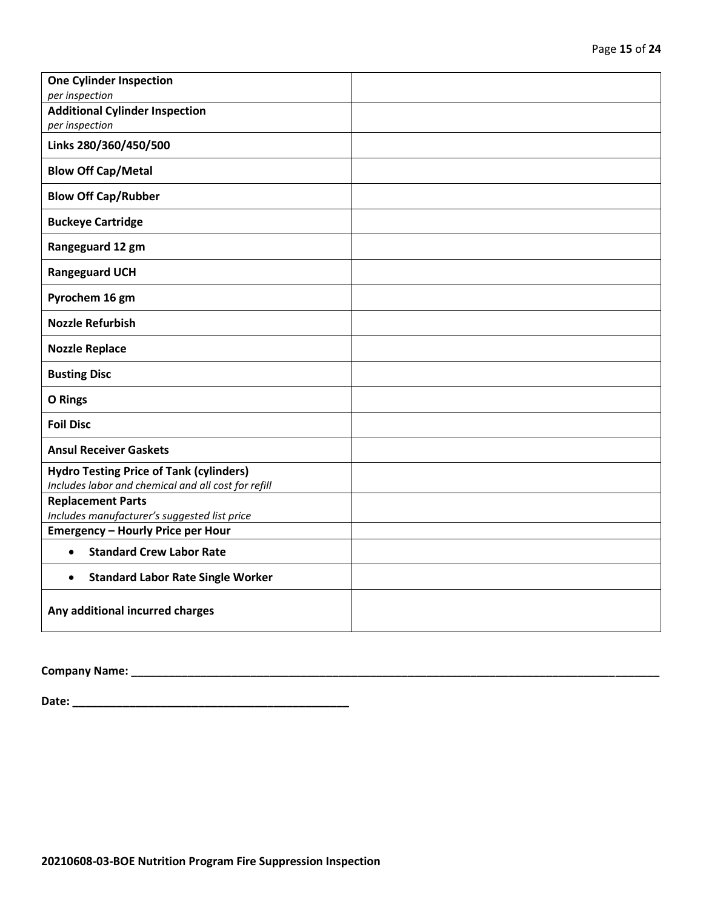| **One Cylinder Inspection**<br>*per inspection* | |
|---|---|
| **Additional Cylinder Inspection**<br>*per inspection* | |
| **Links 280/360/450/500** | |
| **Blow Off Cap/Metal** | |
| **Blow Off Cap/Rubber** | |
| **Buckeye Cartridge** | |
| **Rangeguard 12 gm** | |
| **Rangeguard UCH** | |
| **Pyrochem 16 gm** | |
| **Nozzle Refurbish** | |
| **Nozzle Replace** | |
| **Busting Disc** | |
| **O Rings** | |
| **Foil Disc** | |
| **Ansul Receiver Gaskets** | |
| **Hydro Testing Price of Tank (cylinders)**<br>*Includes labor and chemical and all cost for refill* | |
| **Replacement Parts**<br>*Includes manufacturer's suggested list price* | |
| **Emergency – Hourly Price per Hour** | |
| • **Standard Crew Labor Rate** | |
| • **Standard Labor Rate Single Worker** | |
| **Any additional incurred charges** | |

**Company Name: \_\_\_\_\_\_\_\_\_\_\_\_\_\_\_\_\_\_\_\_\_\_\_\_\_\_\_\_\_\_\_\_\_\_\_\_\_\_\_\_\_\_\_\_\_\_\_\_\_\_\_\_\_\_\_\_\_\_\_\_\_\_\_\_\_\_\_\_\_\_\_\_\_\_\_\_\_\_**

**Date: \_\_\_\_\_\_\_\_\_\_\_\_\_\_\_\_\_\_\_\_\_\_\_\_\_\_\_\_\_\_\_\_\_\_\_\_\_\_\_\_\_\_\_\_**

**20210608-03-BOE Nutrition Program Fire Suppression Inspection**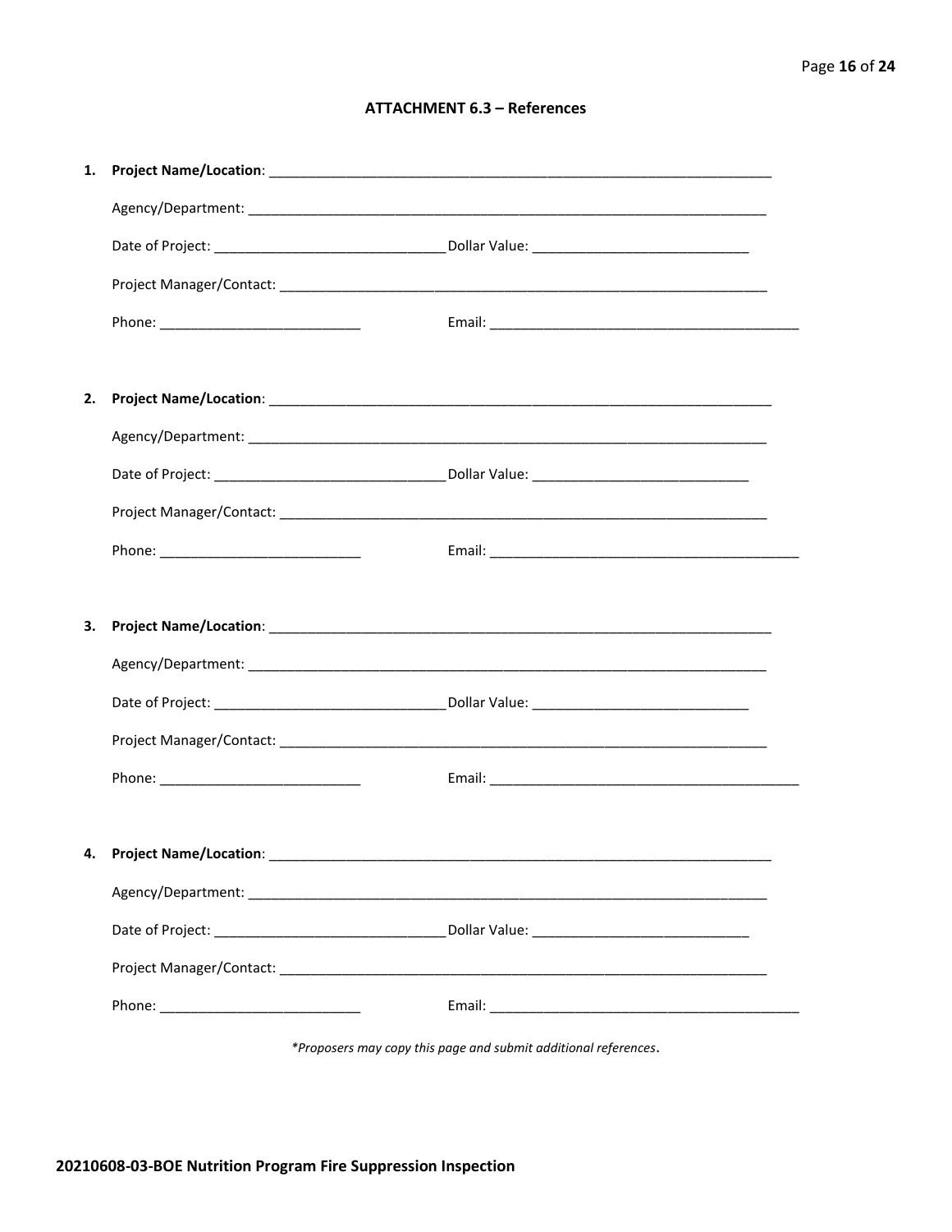## ATTACHMENT 6.3 – References

1. **Project Name/Location**: ____________________________________________

   Agency/Department: ____________________________________________

   Date of Project: ______________________ Dollar Value: ______________________

   Project Manager/Contact: ____________________________________________

   Phone: ______________________ Email: ______________________________

2. **Project Name/Location**: ____________________________________________

   Agency/Department: ____________________________________________

   Date of Project: ______________________ Dollar Value: ______________________

   Project Manager/Contact: ____________________________________________

   Phone: ______________________ Email: ______________________________

3. **Project Name/Location**: ____________________________________________

   Agency/Department: ____________________________________________

   Date of Project: ______________________ Dollar Value: ______________________

   Project Manager/Contact: ____________________________________________

   Phone: ______________________ Email: ______________________________

4. **Project Name/Location**: ____________________________________________

   Agency/Department: ____________________________________________

   Date of Project: ______________________ Dollar Value: ______________________

   Project Manager/Contact: ____________________________________________

   Phone: ______________________ Email: ______________________________

*\*Proposers may copy this page and submit additional references.*

**20210608-03-BOE Nutrition Program Fire Suppression Inspection**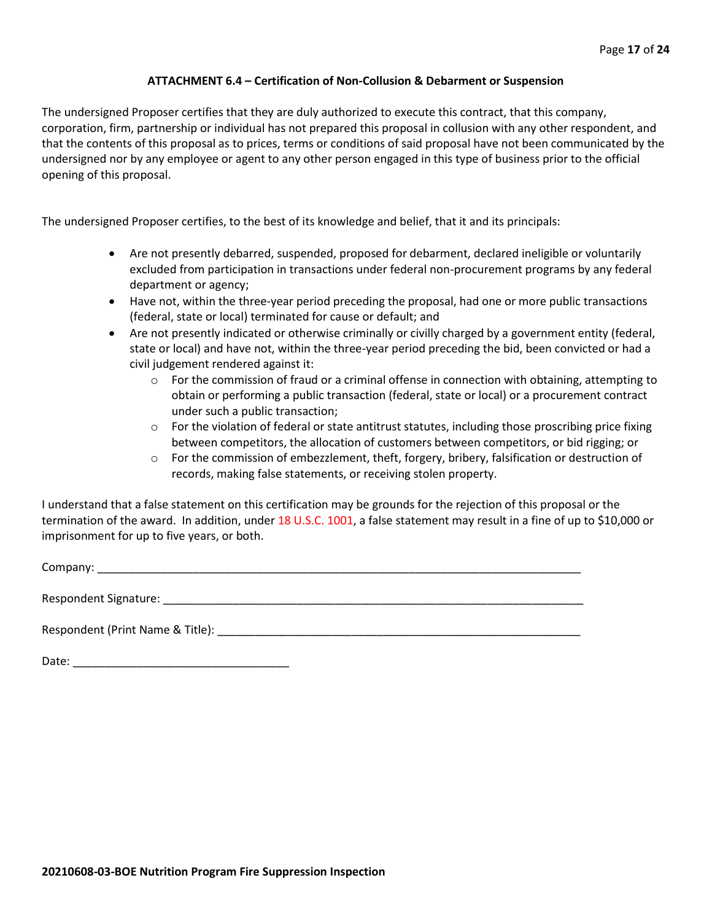### ATTACHMENT 6.4 – Certification of Non-Collusion & Debarment or Suspension

The undersigned Proposer certifies that they are duly authorized to execute this contract, that this company, corporation, firm, partnership or individual has not prepared this proposal in collusion with any other respondent, and that the contents of this proposal as to prices, terms or conditions of said proposal have not been communicated by the undersigned nor by any employee or agent to any other person engaged in this type of business prior to the official opening of this proposal.

The undersigned Proposer certifies, to the best of its knowledge and belief, that it and its principals:

- Are not presently debarred, suspended, proposed for debarment, declared ineligible or voluntarily excluded from participation in transactions under federal non-procurement programs by any federal department or agency;
- Have not, within the three-year period preceding the proposal, had one or more public transactions (federal, state or local) terminated for cause or default; and
- Are not presently indicated or otherwise criminally or civilly charged by a government entity (federal, state or local) and have not, within the three-year period preceding the bid, been convicted or had a civil judgement rendered against it:
  - For the commission of fraud or a criminal offense in connection with obtaining, attempting to obtain or performing a public transaction (federal, state or local) or a procurement contract under such a public transaction;
  - For the violation of federal or state antitrust statutes, including those proscribing price fixing between competitors, the allocation of customers between competitors, or bid rigging; or
  - For the commission of embezzlement, theft, forgery, bribery, falsification or destruction of records, making false statements, or receiving stolen property.

I understand that a false statement on this certification may be grounds for the rejection of this proposal or the termination of the award. In addition, under 18 U.S.C. 1001, a false statement may result in a fine of up to $10,000 or imprisonment for up to five years, or both.

Company: ___________________________________________________________________________

Respondent Signature: _____________________________________________________________________

Respondent (Print Name & Title): ______________________________________________________________

Date: __________________________________

**20210608-03-BOE Nutrition Program Fire Suppression Inspection**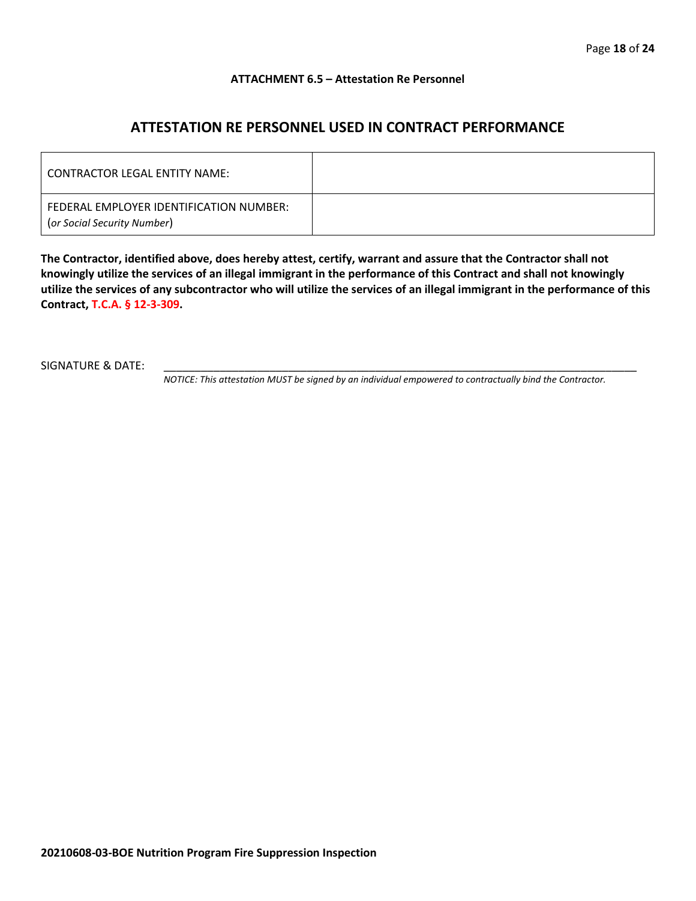**ATTACHMENT 6.5 – Attestation Re Personnel**

## ATTESTATION RE PERSONNEL USED IN CONTRACT PERFORMANCE

| CONTRACTOR LEGAL ENTITY NAME: | |
|---|---|
| FEDERAL EMPLOYER IDENTIFICATION NUMBER: (*or Social Security Number*) | |

**The Contractor, identified above, does hereby attest, certify, warrant and assure that the Contractor shall not knowingly utilize the services of an illegal immigrant in the performance of this Contract and shall not knowingly utilize the services of any subcontractor who will utilize the services of an illegal immigrant in the performance of this Contract, T.C.A. § 12-3-309.**

SIGNATURE & DATE: ___________________________________________________________________________

*NOTICE: This attestation MUST be signed by an individual empowered to contractually bind the Contractor.*

**20210608-03-BOE Nutrition Program Fire Suppression Inspection**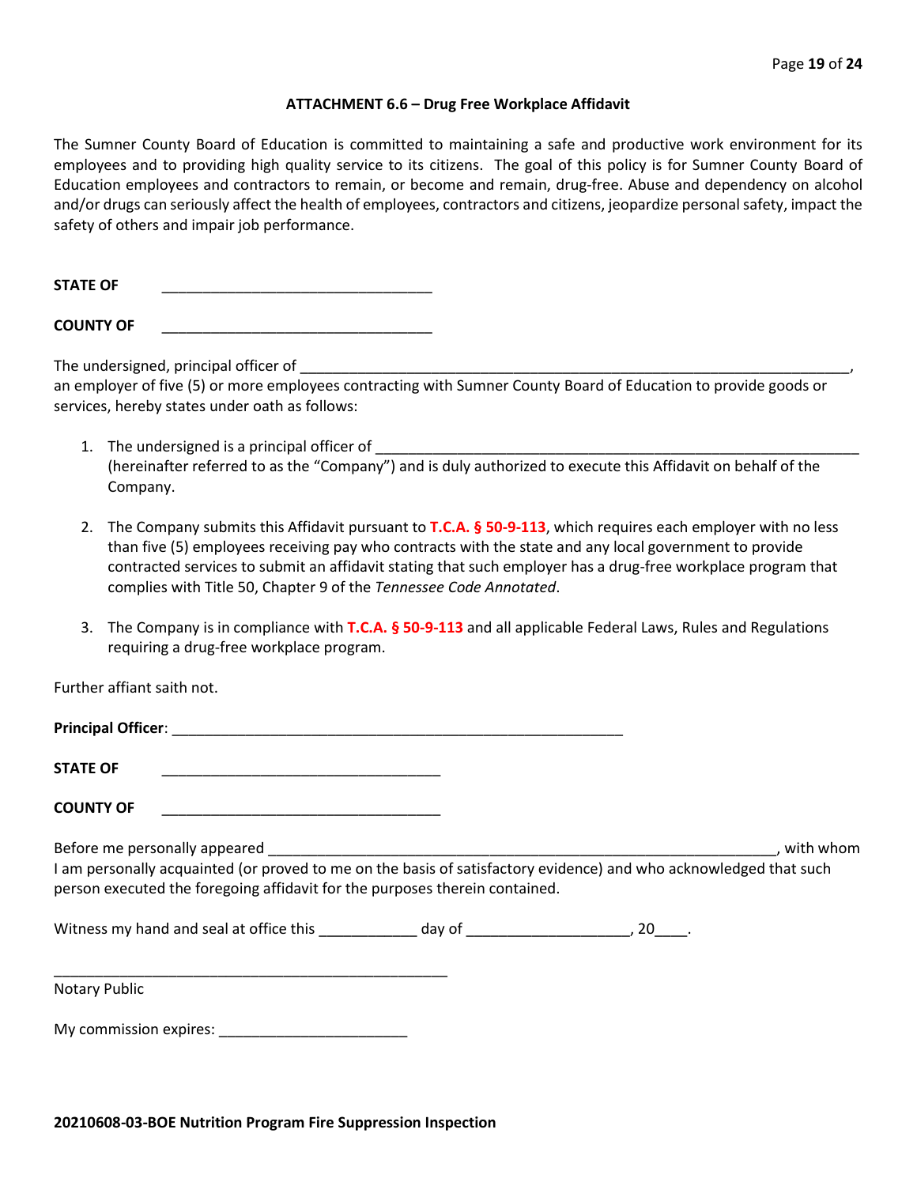### ATTACHMENT 6.6 – Drug Free Workplace Affidavit

The Sumner County Board of Education is committed to maintaining a safe and productive work environment for its employees and to providing high quality service to its citizens. The goal of this policy is for Sumner County Board of Education employees and contractors to remain, or become and remain, drug-free. Abuse and dependency on alcohol and/or drugs can seriously affect the health of employees, contractors and citizens, jeopardize personal safety, impact the safety of others and impair job performance.

**STATE OF** ________________________________

**COUNTY OF** ________________________________

The undersigned, principal officer of ____________________________________________________________________, an employer of five (5) or more employees contracting with Sumner County Board of Education to provide goods or services, hereby states under oath as follows:

1. The undersigned is a principal officer of ____________________________________________________________ (hereinafter referred to as the "Company") and is duly authorized to execute this Affidavit on behalf of the Company.

2. The Company submits this Affidavit pursuant to **T.C.A. § 50-9-113**, which requires each employer with no less than five (5) employees receiving pay who contracts with the state and any local government to provide contracted services to submit an affidavit stating that such employer has a drug-free workplace program that complies with Title 50, Chapter 9 of the *Tennessee Code Annotated*.

3. The Company is in compliance with **T.C.A. § 50-9-113** and all applicable Federal Laws, Rules and Regulations requiring a drug-free workplace program.

Further affiant saith not.

**Principal Officer**: ______________________________________________________

**STATE OF** __________________________________

**COUNTY OF** __________________________________

Before me personally appeared ______________________________________________________________, with whom I am personally acquainted (or proved to me on the basis of satisfactory evidence) and who acknowledged that such person executed the foregoing affidavit for the purposes therein contained.

Witness my hand and seal at office this ____________ day of ____________________, 20____.

________________________________________________

Notary Public

My commission expires: _______________________

**20210608-03-BOE Nutrition Program Fire Suppression Inspection**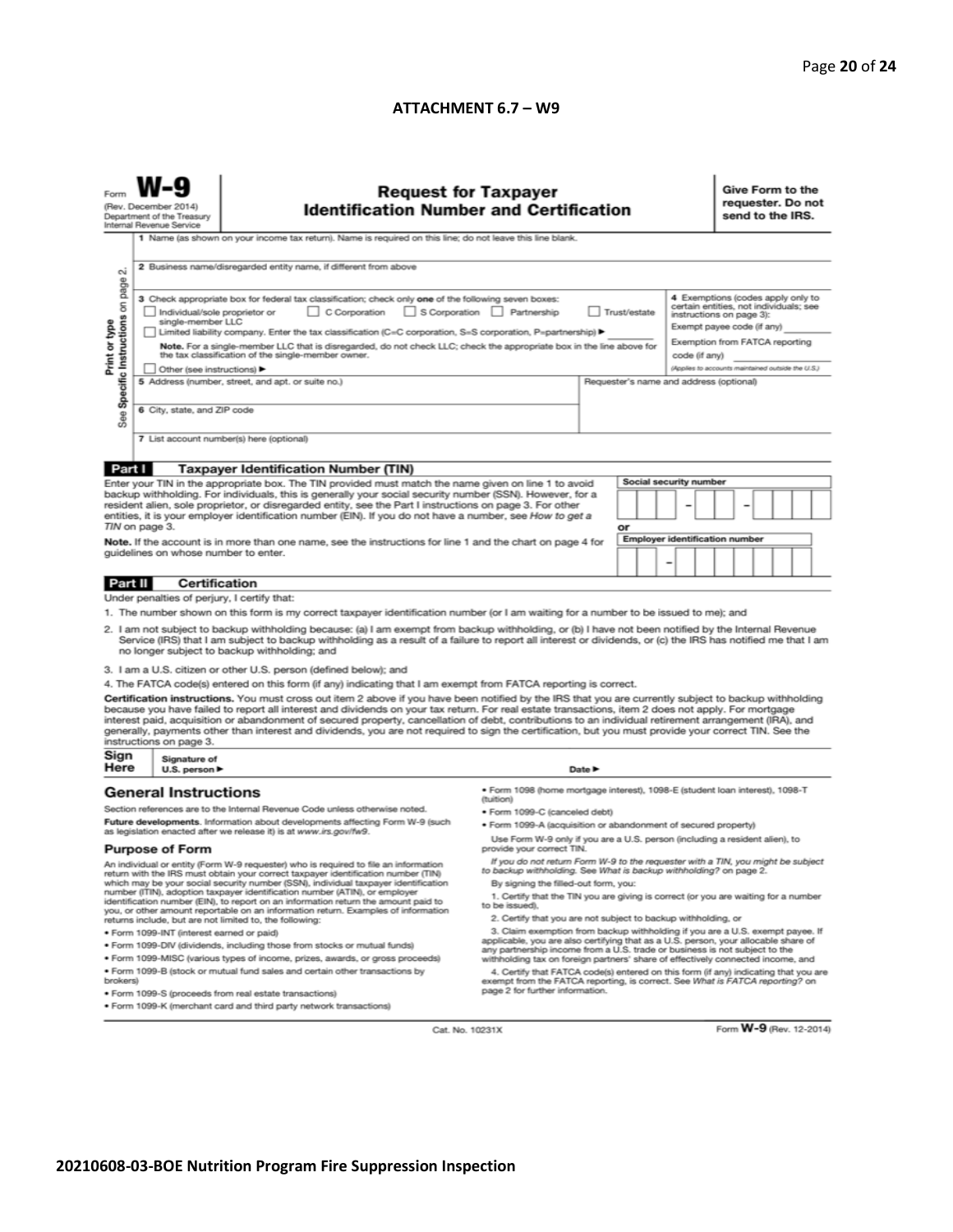## ATTACHMENT 6.7 – W9

Form **W-9**
(Rev. December 2014)
Department of the Treasury
Internal Revenue Service

# Request for Taxpayer Identification Number and Certification

**Give Form to the requester. Do not send to the IRS.**

Print or type
See Specific Instructions on page 2.

1 Name (as shown on your income tax return). Name is required on this line; do not leave this line blank.

2 Business name/disregarded entity name, if different from above

3 Check appropriate box for federal tax classification; check only **one** of the following seven boxes:

☐ Individual/sole proprietor or single-member LLC ☐ C Corporation ☐ S Corporation ☐ Partnership ☐ Trust/estate

☐ Limited liability company. Enter the tax classification (C=C corporation, S=S corporation, P=partnership) ▶ ________

**Note.** For a single-member LLC that is disregarded, do not check LLC; check the appropriate box in the line above for the tax classification of the single-member owner.

☐ Other (see instructions) ▶

4 Exemptions (codes apply only to certain entities, not individuals; see instructions on page 3):

Exempt payee code (if any) ________

Exemption from FATCA reporting code (if any) ________

*(Applies to accounts maintained outside the U.S.)*

5 Address (number, street, and apt. or suite no.)

Requester's name and address (optional)

6 City, state, and ZIP code

7 List account number(s) here (optional)

### Part I Taxpayer Identification Number (TIN)

Enter your TIN in the appropriate box. The TIN provided must match the name given on line 1 to avoid backup withholding. For individuals, this is generally your social security number (SSN). However, for a resident alien, sole proprietor, or disregarded entity, see the Part I instructions on page 3. For other entities, it is your employer identification number (EIN). If you do not have a number, see *How to get a TIN* on page 3.

**Note.** If the account is in more than one name, see the instructions for line 1 and the chart on page 4 for guidelines on whose number to enter.

Social security number
☐☐☐ – ☐☐ – ☐☐☐☐

or

Employer identification number
☐☐ – ☐☐☐☐☐☐☐

### Part II Certification

Under penalties of perjury, I certify that:

1. The number shown on this form is my correct taxpayer identification number (or I am waiting for a number to be issued to me); and
2. I am not subject to backup withholding because: (a) I am exempt from backup withholding, or (b) I have not been notified by the Internal Revenue Service (IRS) that I am subject to backup withholding as a result of a failure to report all interest or dividends, or (c) the IRS has notified me that I am no longer subject to backup withholding; and
3. I am a U.S. citizen or other U.S. person (defined below); and
4. The FATCA code(s) entered on this form (if any) indicating that I am exempt from FATCA reporting is correct.

**Certification instructions.** You must cross out item 2 above if you have been notified by the IRS that you are currently subject to backup withholding because you have failed to report all interest and dividends on your tax return. For real estate transactions, item 2 does not apply. For mortgage interest paid, acquisition or abandonment of secured property, cancellation of debt, contributions to an individual retirement arrangement (IRA), and generally, payments other than interest and dividends, you are not required to sign the certification, but you must provide your correct TIN. See the instructions on page 3.

**Sign Here** Signature of U.S. person ▶ Date ▶

## General Instructions

Section references are to the Internal Revenue Code unless otherwise noted.

**Future developments**. Information about developments affecting Form W-9 (such as legislation enacted after we release it) is at *www.irs.gov/fw9*.

### Purpose of Form

An individual or entity (Form W-9 requester) who is required to file an information return with the IRS must obtain your correct taxpayer identification number (TIN) which may be your social security number (SSN), individual taxpayer identification number (ITIN), adoption taxpayer identification number (ATIN), or employer identification number (EIN), to report on an information return the amount paid to you, or other amount reportable on an information return. Examples of information returns include, but are not limited to, the following:

- Form 1099-INT (interest earned or paid)
- Form 1099-DIV (dividends, including those from stocks or mutual funds)
- Form 1099-MISC (various types of income, prizes, awards, or gross proceeds)
- Form 1099-B (stock or mutual fund sales and certain other transactions by brokers)
- Form 1099-S (proceeds from real estate transactions)
- Form 1099-K (merchant card and third party network transactions)
- Form 1098 (home mortgage interest), 1098-E (student loan interest), 1098-T (tuition)
- Form 1099-C (canceled debt)
- Form 1099-A (acquisition or abandonment of secured property)

Use Form W-9 only if you are a U.S. person (including a resident alien), to provide your correct TIN.

*If you do not return Form W-9 to the requester with a TIN, you might be subject to backup withholding. See What is backup withholding? on page 2.*

By signing the filled-out form, you:

1. Certify that the TIN you are giving is correct (or you are waiting for a number to be issued),
2. Certify that you are not subject to backup withholding, or
3. Claim exemption from backup withholding if you are a U.S. exempt payee. If applicable, you are also certifying that as a U.S. person, your allocable share of any partnership income from a U.S. trade or business is not subject to the withholding tax on foreign partners' share of effectively connected income, and
4. Certify that FATCA code(s) entered on this form (if any) indicating that you are exempt from the FATCA reporting, is correct. See *What is FATCA reporting?* on page 2 for further information.

Cat. No. 10231X

Form **W-9** (Rev. 12-2014)

**20210608-03-BOE Nutrition Program Fire Suppression Inspection**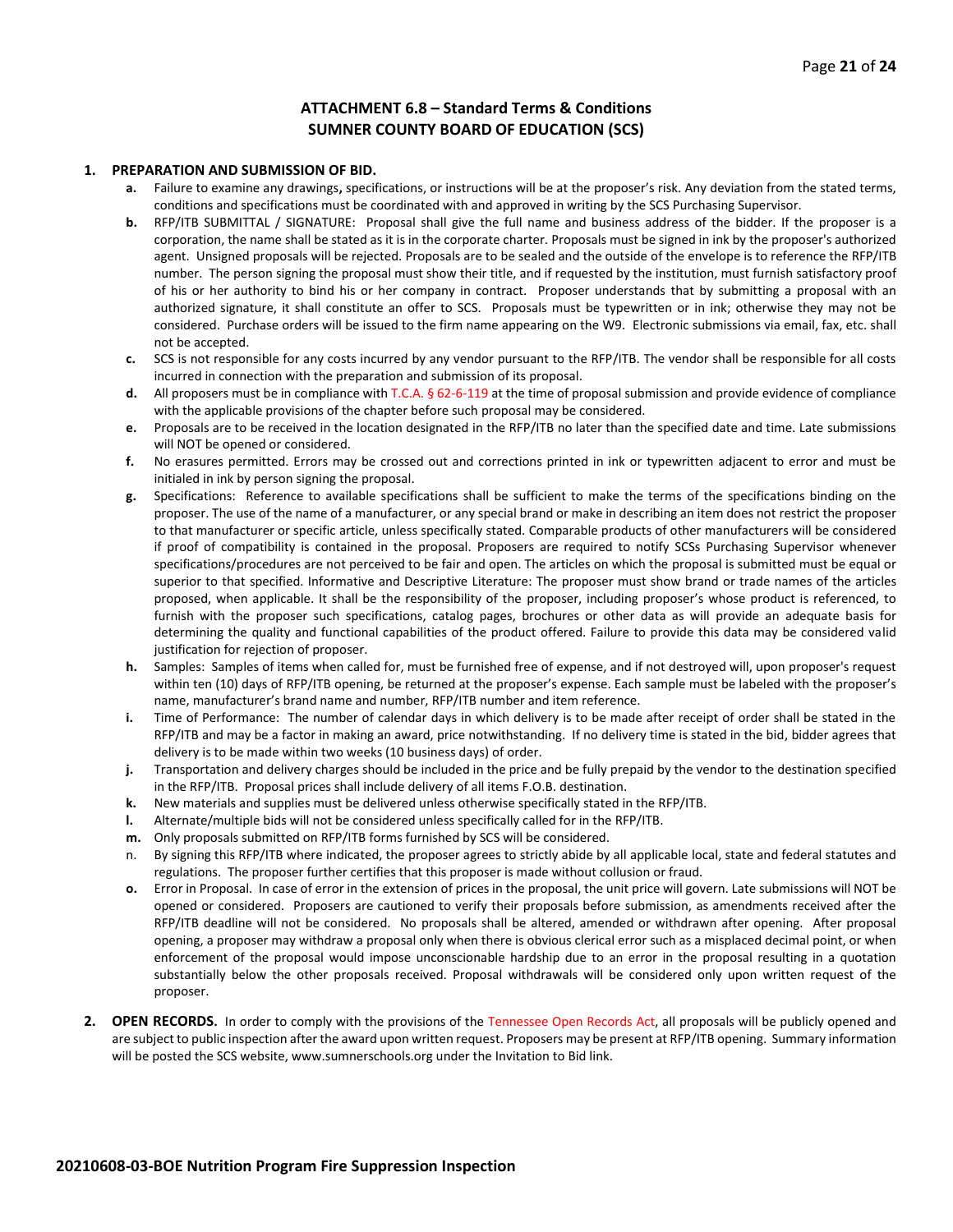## ATTACHMENT 6.8 – Standard Terms & Conditions
## SUMNER COUNTY BOARD OF EDUCATION (SCS)

**1. PREPARATION AND SUBMISSION OF BID.**

- **a.** Failure to examine any drawings**,** specifications, or instructions will be at the proposer's risk. Any deviation from the stated terms, conditions and specifications must be coordinated with and approved in writing by the SCS Purchasing Supervisor.
- **b.** RFP/ITB SUBMITTAL / SIGNATURE: Proposal shall give the full name and business address of the bidder. If the proposer is a corporation, the name shall be stated as it is in the corporate charter. Proposals must be signed in ink by the proposer's authorized agent. Unsigned proposals will be rejected. Proposals are to be sealed and the outside of the envelope is to reference the RFP/ITB number. The person signing the proposal must show their title, and if requested by the institution, must furnish satisfactory proof of his or her authority to bind his or her company in contract. Proposer understands that by submitting a proposal with an authorized signature, it shall constitute an offer to SCS. Proposals must be typewritten or in ink; otherwise they may not be considered. Purchase orders will be issued to the firm name appearing on the W9. Electronic submissions via email, fax, etc. shall not be accepted.
- **c.** SCS is not responsible for any costs incurred by any vendor pursuant to the RFP/ITB. The vendor shall be responsible for all costs incurred in connection with the preparation and submission of its proposal.
- **d.** All proposers must be in compliance with T.C.A. § 62-6-119 at the time of proposal submission and provide evidence of compliance with the applicable provisions of the chapter before such proposal may be considered.
- **e.** Proposals are to be received in the location designated in the RFP/ITB no later than the specified date and time. Late submissions will NOT be opened or considered.
- **f.** No erasures permitted. Errors may be crossed out and corrections printed in ink or typewritten adjacent to error and must be initialed in ink by person signing the proposal.
- **g.** Specifications: Reference to available specifications shall be sufficient to make the terms of the specifications binding on the proposer. The use of the name of a manufacturer, or any special brand or make in describing an item does not restrict the proposer to that manufacturer or specific article, unless specifically stated. Comparable products of other manufacturers will be considered if proof of compatibility is contained in the proposal. Proposers are required to notify SCSs Purchasing Supervisor whenever specifications/procedures are not perceived to be fair and open. The articles on which the proposal is submitted must be equal or superior to that specified. Informative and Descriptive Literature: The proposer must show brand or trade names of the articles proposed, when applicable. It shall be the responsibility of the proposer, including proposer's whose product is referenced, to furnish with the proposer such specifications, catalog pages, brochures or other data as will provide an adequate basis for determining the quality and functional capabilities of the product offered. Failure to provide this data may be considered valid justification for rejection of proposer.
- **h.** Samples: Samples of items when called for, must be furnished free of expense, and if not destroyed will, upon proposer's request within ten (10) days of RFP/ITB opening, be returned at the proposer's expense. Each sample must be labeled with the proposer's name, manufacturer's brand name and number, RFP/ITB number and item reference.
- **i.** Time of Performance: The number of calendar days in which delivery is to be made after receipt of order shall be stated in the RFP/ITB and may be a factor in making an award, price notwithstanding. If no delivery time is stated in the bid, bidder agrees that delivery is to be made within two weeks (10 business days) of order.
- **j.** Transportation and delivery charges should be included in the price and be fully prepaid by the vendor to the destination specified in the RFP/ITB. Proposal prices shall include delivery of all items F.O.B. destination.
- **k.** New materials and supplies must be delivered unless otherwise specifically stated in the RFP/ITB.
- **l.** Alternate/multiple bids will not be considered unless specifically called for in the RFP/ITB.
- **m.** Only proposals submitted on RFP/ITB forms furnished by SCS will be considered.
- n. By signing this RFP/ITB where indicated, the proposer agrees to strictly abide by all applicable local, state and federal statutes and regulations. The proposer further certifies that this proposer is made without collusion or fraud.
- **o.** Error in Proposal. In case of error in the extension of prices in the proposal, the unit price will govern. Late submissions will NOT be opened or considered. Proposers are cautioned to verify their proposals before submission, as amendments received after the RFP/ITB deadline will not be considered. No proposals shall be altered, amended or withdrawn after opening. After proposal opening, a proposer may withdraw a proposal only when there is obvious clerical error such as a misplaced decimal point, or when enforcement of the proposal would impose unconscionable hardship due to an error in the proposal resulting in a quotation substantially below the other proposals received. Proposal withdrawals will be considered only upon written request of the proposer.

**2. OPEN RECORDS.** In order to comply with the provisions of the Tennessee Open Records Act, all proposals will be publicly opened and are subject to public inspection after the award upon written request. Proposers may be present at RFP/ITB opening. Summary information will be posted the SCS website, www.sumnerschools.org under the Invitation to Bid link.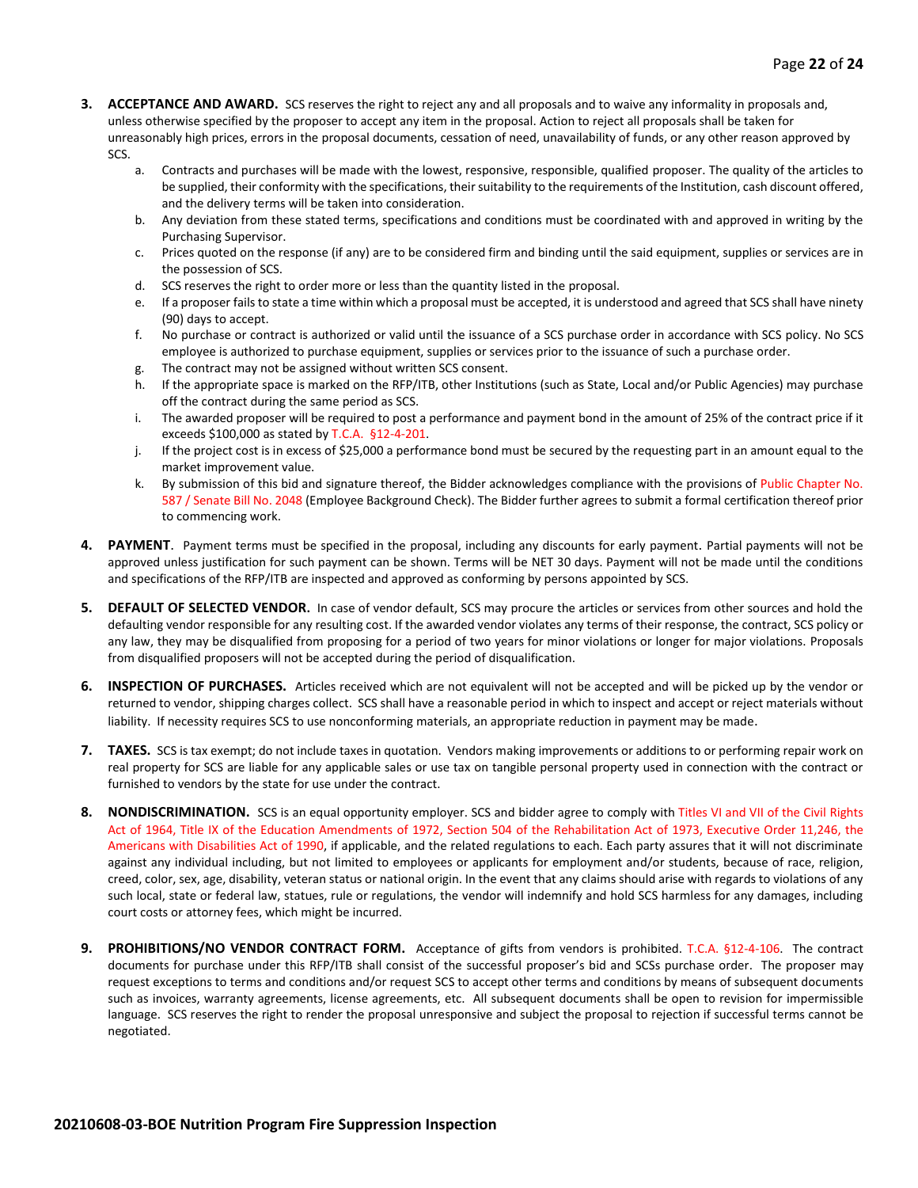3. **ACCEPTANCE AND AWARD.** SCS reserves the right to reject any and all proposals and to waive any informality in proposals and, unless otherwise specified by the proposer to accept any item in the proposal. Action to reject all proposals shall be taken for unreasonably high prices, errors in the proposal documents, cessation of need, unavailability of funds, or any other reason approved by SCS.
   a. Contracts and purchases will be made with the lowest, responsive, responsible, qualified proposer. The quality of the articles to be supplied, their conformity with the specifications, their suitability to the requirements of the Institution, cash discount offered, and the delivery terms will be taken into consideration.
   b. Any deviation from these stated terms, specifications and conditions must be coordinated with and approved in writing by the Purchasing Supervisor.
   c. Prices quoted on the response (if any) are to be considered firm and binding until the said equipment, supplies or services are in the possession of SCS.
   d. SCS reserves the right to order more or less than the quantity listed in the proposal.
   e. If a proposer fails to state a time within which a proposal must be accepted, it is understood and agreed that SCS shall have ninety (90) days to accept.
   f. No purchase or contract is authorized or valid until the issuance of a SCS purchase order in accordance with SCS policy. No SCS employee is authorized to purchase equipment, supplies or services prior to the issuance of such a purchase order.
   g. The contract may not be assigned without written SCS consent.
   h. If the appropriate space is marked on the RFP/ITB, other Institutions (such as State, Local and/or Public Agencies) may purchase off the contract during the same period as SCS.
   i. The awarded proposer will be required to post a performance and payment bond in the amount of 25% of the contract price if it exceeds $100,000 as stated by T.C.A. §12-4-201.
   j. If the project cost is in excess of $25,000 a performance bond must be secured by the requesting part in an amount equal to the market improvement value.
   k. By submission of this bid and signature thereof, the Bidder acknowledges compliance with the provisions of Public Chapter No. 587 / Senate Bill No. 2048 (Employee Background Check). The Bidder further agrees to submit a formal certification thereof prior to commencing work.

4. **PAYMENT**. Payment terms must be specified in the proposal, including any discounts for early payment. Partial payments will not be approved unless justification for such payment can be shown. Terms will be NET 30 days. Payment will not be made until the conditions and specifications of the RFP/ITB are inspected and approved as conforming by persons appointed by SCS.

5. **DEFAULT OF SELECTED VENDOR.** In case of vendor default, SCS may procure the articles or services from other sources and hold the defaulting vendor responsible for any resulting cost. If the awarded vendor violates any terms of their response, the contract, SCS policy or any law, they may be disqualified from proposing for a period of two years for minor violations or longer for major violations. Proposals from disqualified proposers will not be accepted during the period of disqualification.

6. **INSPECTION OF PURCHASES.** Articles received which are not equivalent will not be accepted and will be picked up by the vendor or returned to vendor, shipping charges collect. SCS shall have a reasonable period in which to inspect and accept or reject materials without liability. If necessity requires SCS to use nonconforming materials, an appropriate reduction in payment may be made.

7. **TAXES.** SCS is tax exempt; do not include taxes in quotation. Vendors making improvements or additions to or performing repair work on real property for SCS are liable for any applicable sales or use tax on tangible personal property used in connection with the contract or furnished to vendors by the state for use under the contract.

8. **NONDISCRIMINATION.** SCS is an equal opportunity employer. SCS and bidder agree to comply with Titles VI and VII of the Civil Rights Act of 1964, Title IX of the Education Amendments of 1972, Section 504 of the Rehabilitation Act of 1973, Executive Order 11,246, the Americans with Disabilities Act of 1990, if applicable, and the related regulations to each. Each party assures that it will not discriminate against any individual including, but not limited to employees or applicants for employment and/or students, because of race, religion, creed, color, sex, age, disability, veteran status or national origin. In the event that any claims should arise with regards to violations of any such local, state or federal law, statues, rule or regulations, the vendor will indemnify and hold SCS harmless for any damages, including court costs or attorney fees, which might be incurred.

9. **PROHIBITIONS/NO VENDOR CONTRACT FORM.** Acceptance of gifts from vendors is prohibited. T.C.A. §12-4-106. The contract documents for purchase under this RFP/ITB shall consist of the successful proposer's bid and SCSs purchase order. The proposer may request exceptions to terms and conditions and/or request SCS to accept other terms and conditions by means of subsequent documents such as invoices, warranty agreements, license agreements, etc. All subsequent documents shall be open to revision for impermissible language. SCS reserves the right to render the proposal unresponsive and subject the proposal to rejection if successful terms cannot be negotiated.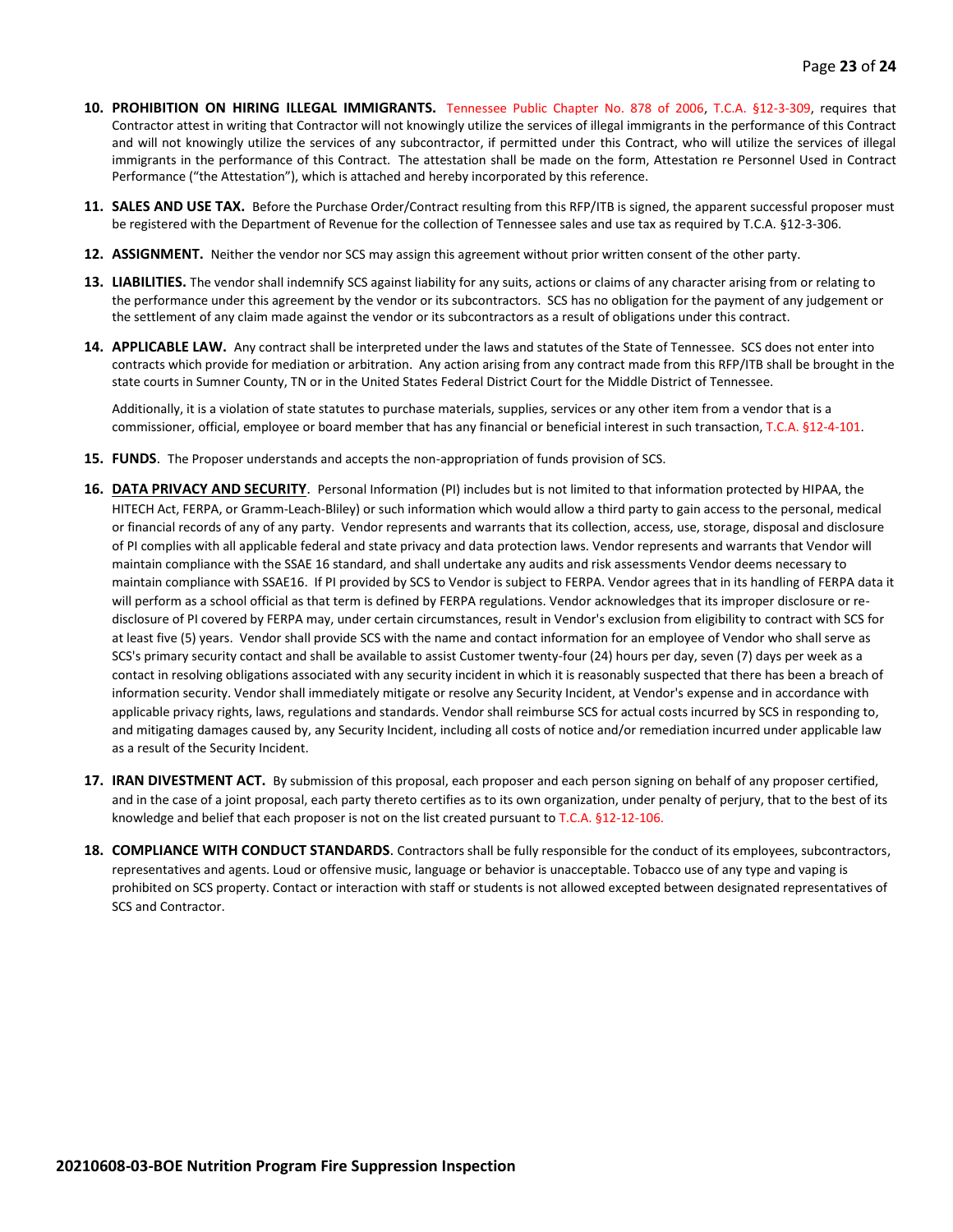10. **PROHIBITION ON HIRING ILLEGAL IMMIGRANTS.** Tennessee Public Chapter No. 878 of 2006, T.C.A. §12-3-309, requires that Contractor attest in writing that Contractor will not knowingly utilize the services of illegal immigrants in the performance of this Contract and will not knowingly utilize the services of any subcontractor, if permitted under this Contract, who will utilize the services of illegal immigrants in the performance of this Contract. The attestation shall be made on the form, Attestation re Personnel Used in Contract Performance ("the Attestation"), which is attached and hereby incorporated by this reference.

11. **SALES AND USE TAX.** Before the Purchase Order/Contract resulting from this RFP/ITB is signed, the apparent successful proposer must be registered with the Department of Revenue for the collection of Tennessee sales and use tax as required by T.C.A. §12-3-306.

12. **ASSIGNMENT.** Neither the vendor nor SCS may assign this agreement without prior written consent of the other party.

13. **LIABILITIES.** The vendor shall indemnify SCS against liability for any suits, actions or claims of any character arising from or relating to the performance under this agreement by the vendor or its subcontractors. SCS has no obligation for the payment of any judgement or the settlement of any claim made against the vendor or its subcontractors as a result of obligations under this contract.

14. **APPLICABLE LAW.** Any contract shall be interpreted under the laws and statutes of the State of Tennessee. SCS does not enter into contracts which provide for mediation or arbitration. Any action arising from any contract made from this RFP/ITB shall be brought in the state courts in Sumner County, TN or in the United States Federal District Court for the Middle District of Tennessee.

    Additionally, it is a violation of state statutes to purchase materials, supplies, services or any other item from a vendor that is a commissioner, official, employee or board member that has any financial or beneficial interest in such transaction, T.C.A. §12-4-101.

15. **FUNDS**. The Proposer understands and accepts the non-appropriation of funds provision of SCS.

16. **DATA PRIVACY AND SECURITY**. Personal Information (PI) includes but is not limited to that information protected by HIPAA, the HITECH Act, FERPA, or Gramm-Leach-Bliley) or such information which would allow a third party to gain access to the personal, medical or financial records of any of any party. Vendor represents and warrants that its collection, access, use, storage, disposal and disclosure of PI complies with all applicable federal and state privacy and data protection laws. Vendor represents and warrants that Vendor will maintain compliance with the SSAE 16 standard, and shall undertake any audits and risk assessments Vendor deems necessary to maintain compliance with SSAE16. If PI provided by SCS to Vendor is subject to FERPA. Vendor agrees that in its handling of FERPA data it will perform as a school official as that term is defined by FERPA regulations. Vendor acknowledges that its improper disclosure or re-disclosure of PI covered by FERPA may, under certain circumstances, result in Vendor's exclusion from eligibility to contract with SCS for at least five (5) years. Vendor shall provide SCS with the name and contact information for an employee of Vendor who shall serve as SCS's primary security contact and shall be available to assist Customer twenty-four (24) hours per day, seven (7) days per week as a contact in resolving obligations associated with any security incident in which it is reasonably suspected that there has been a breach of information security. Vendor shall immediately mitigate or resolve any Security Incident, at Vendor's expense and in accordance with applicable privacy rights, laws, regulations and standards. Vendor shall reimburse SCS for actual costs incurred by SCS in responding to, and mitigating damages caused by, any Security Incident, including all costs of notice and/or remediation incurred under applicable law as a result of the Security Incident.

17. **IRAN DIVESTMENT ACT.** By submission of this proposal, each proposer and each person signing on behalf of any proposer certified, and in the case of a joint proposal, each party thereto certifies as to its own organization, under penalty of perjury, that to the best of its knowledge and belief that each proposer is not on the list created pursuant to T.C.A. §12-12-106.

18. **COMPLIANCE WITH CONDUCT STANDARDS**. Contractors shall be fully responsible for the conduct of its employees, subcontractors, representatives and agents. Loud or offensive music, language or behavior is unacceptable. Tobacco use of any type and vaping is prohibited on SCS property. Contact or interaction with staff or students is not allowed excepted between designated representatives of SCS and Contractor.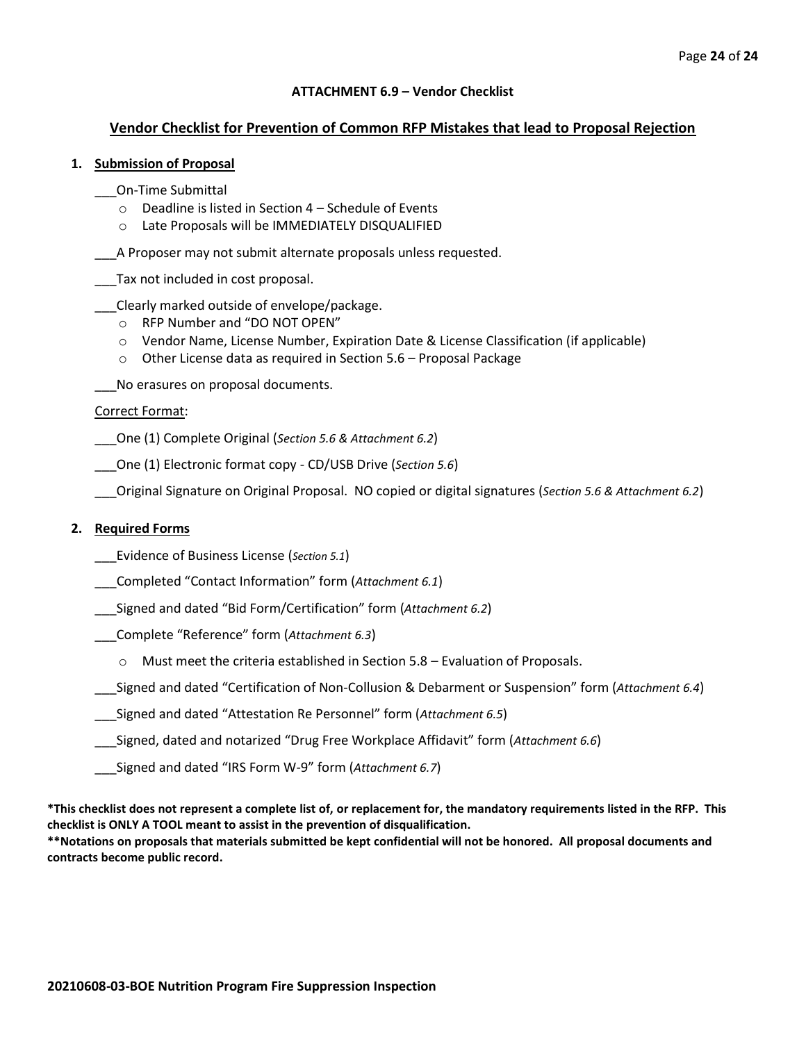**ATTACHMENT 6.9 – Vendor Checklist**

## Vendor Checklist for Prevention of Common RFP Mistakes that lead to Proposal Rejection

### 1. Submission of Proposal

___On-Time Submittal

- Deadline is listed in Section 4 – Schedule of Events
- Late Proposals will be IMMEDIATELY DISQUALIFIED

___A Proposer may not submit alternate proposals unless requested.

___Tax not included in cost proposal.

___Clearly marked outside of envelope/package.

- RFP Number and "DO NOT OPEN"
- Vendor Name, License Number, Expiration Date & License Classification (if applicable)
- Other License data as required in Section 5.6 – Proposal Package

___No erasures on proposal documents.

Correct Format:

___One (1) Complete Original (*Section 5.6 & Attachment 6.2*)

___One (1) Electronic format copy - CD/USB Drive (*Section 5.6*)

___Original Signature on Original Proposal. NO copied or digital signatures (*Section 5.6 & Attachment 6.2*)

### 2. Required Forms

___Evidence of Business License (*Section 5.1*)

___Completed "Contact Information" form (*Attachment 6.1*)

___Signed and dated "Bid Form/Certification" form (*Attachment 6.2*)

___Complete "Reference" form (*Attachment 6.3*)

- Must meet the criteria established in Section 5.8 – Evaluation of Proposals.

___Signed and dated "Certification of Non-Collusion & Debarment or Suspension" form (*Attachment 6.4*)

___Signed and dated "Attestation Re Personnel" form (*Attachment 6.5*)

___Signed, dated and notarized "Drug Free Workplace Affidavit" form (*Attachment 6.6*)

___Signed and dated "IRS Form W-9" form (*Attachment 6.7*)

**\*This checklist does not represent a complete list of, or replacement for, the mandatory requirements listed in the RFP. This checklist is ONLY A TOOL meant to assist in the prevention of disqualification.**

**\*\*Notations on proposals that materials submitted be kept confidential will not be honored. All proposal documents and contracts become public record.**

**20210608-03-BOE Nutrition Program Fire Suppression Inspection**